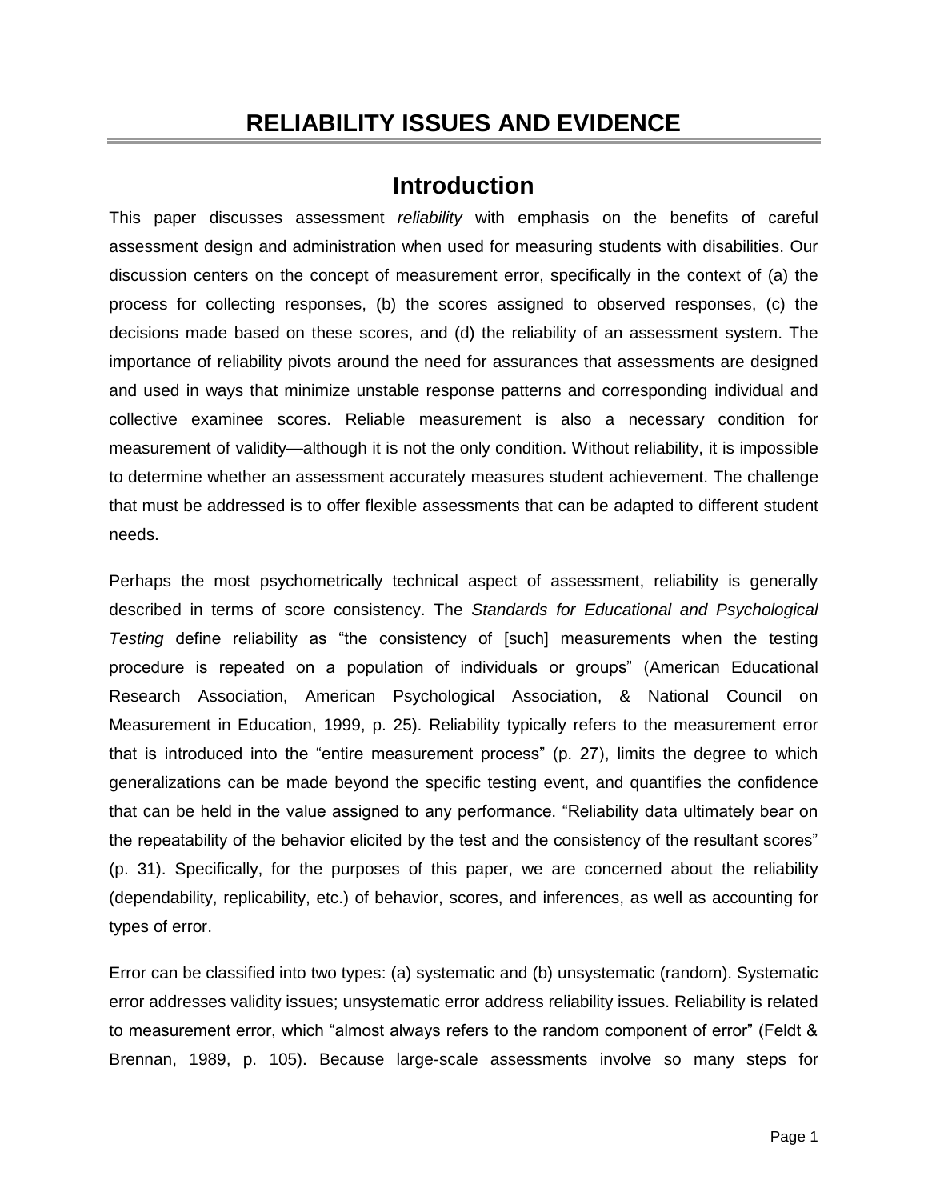# RELIABILITY ISSUES AND EVIDENCE

## Introduction

This paper discusses assessment *reliability* with emphasis on the benefits of careful assessment design and administration when used for measuring students with disabilities. Our discussion centers on the concept of measurement error, specifically in the context of (a) the process for collecting responses, (b) the scores assigned to observed responses, (c) the decisions made based on these scores, and (d) the reliability of an assessment system. The importance of reliability pivots around the need for assurances that assessments are designed and used in ways that minimize unstable response patterns and corresponding individual and collective examinee scores. Reliable measurement is also a necessary condition for measurement of validity—although it is not the only condition. Without reliability, it is impossible to determine whether an assessment accurately measures student achievement. The challenge that must be addressed is to offer flexible assessments that can be adapted to different student needs.

Perhaps the most psychometrically technical aspect of assessment, reliability is generally described in terms of score consistency. The *Standards for Educational and Psychological Testing* define reliability as "the consistency of [such] measurements when the testing procedure is repeated on a population of individuals or groups" (American Educational Research Association, American Psychological Association, & National Council on Measurement in Education, 1999, p. 25). Reliability typically refers to the measurement error that is introduced into the "entire measurement process" (p. 27), limits the degree to which generalizations can be made beyond the specific testing event, and quantifies the confidence that can be held in the value assigned to any performance. "Reliability data ultimately bear on the repeatability of the behavior elicited by the test and the consistency of the resultant scores" (p. 31). Specifically, for the purposes of this paper, we are concerned about the reliability (dependability, replicability, etc.) of behavior, scores, and inferences, as well as accounting for types of error.

Error can be classified into two types: (a) systematic and (b) unsystematic (random). Systematic error addresses validity issues; unsystematic error address reliability issues. Reliability is related to measurement error, which "almost always refers to the random component of error" (Feldt & Brennan, 1989, p. 105). Because large-scale assessments involve so many steps for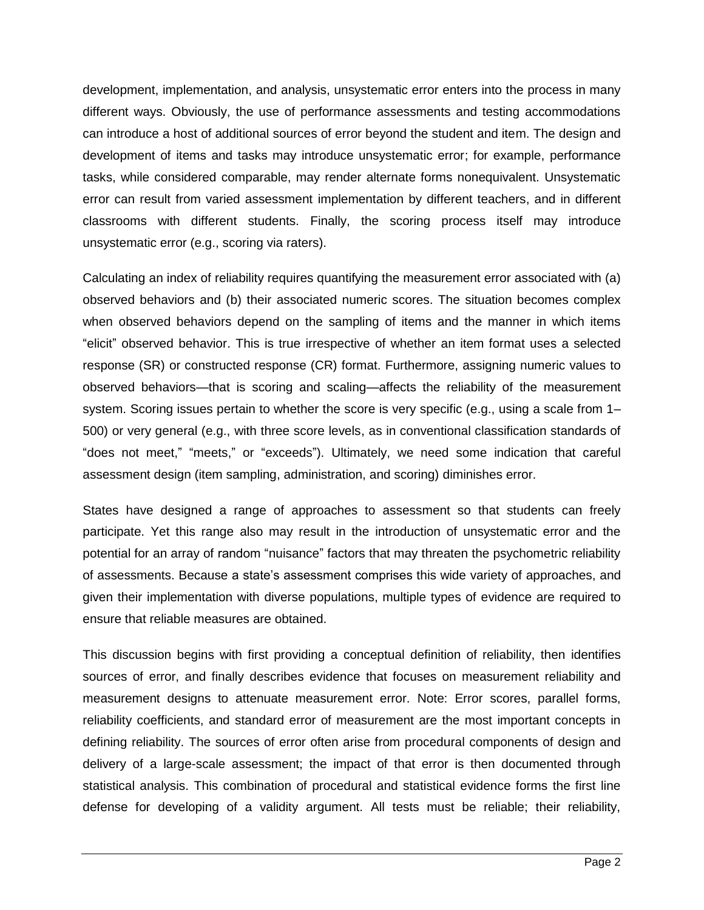development, implementation, and analysis, unsystematic error enters into the process in many different ways. Obviously, the use of performance assessments and testing accommodations can introduce a host of additional sources of error beyond the student and item. The design and development of items and tasks may introduce unsystematic error; for example, performance tasks, while considered comparable, may render alternate forms nonequivalent. Unsystematic error can result from varied assessment implementation by different teachers, and in different classrooms with different students. Finally, the scoring process itself may introduce unsystematic error (e.g., scoring via raters).

Calculating an index of reliability requires quantifying the measurement error associated with (a) observed behaviors and (b) their associated numeric scores. The situation becomes complex when observed behaviors depend on the sampling of items and the manner in which items "elicit" observed behavior. This is true irrespective of whether an item format uses a selected response (SR) or constructed response (CR) format. Furthermore, assigning numeric values to observed behaviors—that is scoring and scaling—affects the reliability of the measurement system. Scoring issues pertain to whether the score is very specific (e.g., using a scale from 1–500) or very general (e.g., with three score levels, as in conventional classification standards of "does not meet," "meets," or "exceeds"). Ultimately, we need some indication that careful assessment design (item sampling, administration, and scoring) diminishes error.

States have designed a range of approaches to assessment so that students can freely participate. Yet this range also may result in the introduction of unsystematic error and the potential for an array of random "nuisance" factors that may threaten the psychometric reliability of assessments. Because a state's assessment comprises this wide variety of approaches, and given their implementation with diverse populations, multiple types of evidence are required to ensure that reliable measures are obtained.

This discussion begins with first providing a conceptual definition of reliability, then identifies sources of error, and finally describes evidence that focuses on measurement reliability and measurement designs to attenuate measurement error. Note: Error scores, parallel forms, reliability coefficients, and standard error of measurement are the most important concepts in defining reliability. The sources of error often arise from procedural components of design and delivery of a large-scale assessment; the impact of that error is then documented through statistical analysis. This combination of procedural and statistical evidence forms the first line defense for developing of a validity argument. All tests must be reliable; their reliability,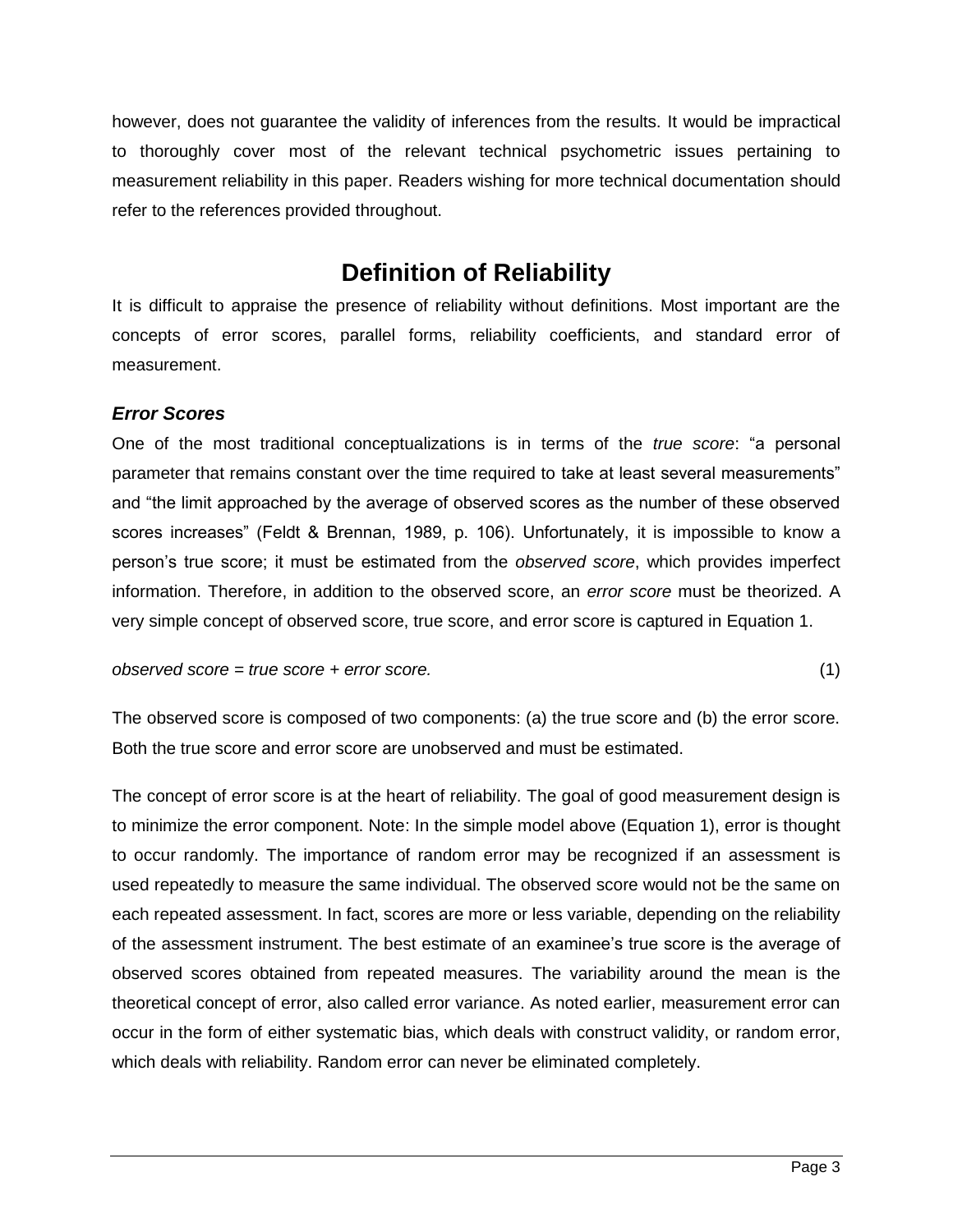however, does not guarantee the validity of inferences from the results. It would be impractical to thoroughly cover most of the relevant technical psychometric issues pertaining to measurement reliability in this paper. Readers wishing for more technical documentation should refer to the references provided throughout.

# Definition of Reliability

It is difficult to appraise the presence of reliability without definitions. Most important are the concepts of error scores, parallel forms, reliability coefficients, and standard error of measurement.

### *Error Scores*

One of the most traditional conceptualizations is in terms of the *true score*: "a personal parameter that remains constant over the time required to take at least several measurements" and "the limit approached by the average of observed scores as the number of these observed scores increases" (Feldt & Brennan, 1989, p. 106). Unfortunately, it is impossible to know a person's true score; it must be estimated from the *observed score*, which provides imperfect information. Therefore, in addition to the observed score, an *error score* must be theorized. A very simple concept of observed score, true score, and error score is captured in Equation 1.

$$\text{observed score} = \text{true score} + \text{error score.} \tag{1}$$

The observed score is composed of two components: (a) the true score and (b) the error score. Both the true score and error score are unobserved and must be estimated.

The concept of error score is at the heart of reliability. The goal of good measurement design is to minimize the error component. Note: In the simple model above (Equation 1), error is thought to occur randomly. The importance of random error may be recognized if an assessment is used repeatedly to measure the same individual. The observed score would not be the same on each repeated assessment. In fact, scores are more or less variable, depending on the reliability of the assessment instrument. The best estimate of an examinee's true score is the average of observed scores obtained from repeated measures. The variability around the mean is the theoretical concept of error, also called error variance. As noted earlier, measurement error can occur in the form of either systematic bias, which deals with construct validity, or random error, which deals with reliability. Random error can never be eliminated completely.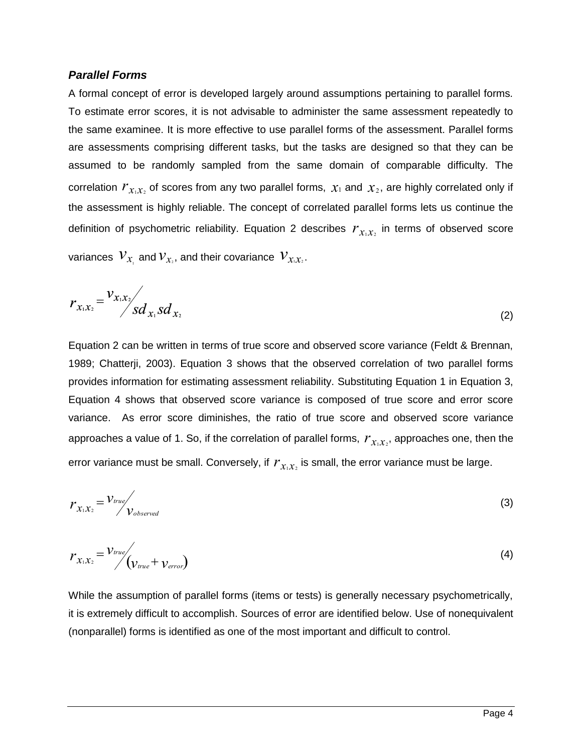### *Parallel Forms*

A formal concept of error is developed largely around assumptions pertaining to parallel forms. To estimate error scores, it is not advisable to administer the same assessment repeatedly to the same examinee. It is more effective to use parallel forms of the assessment. Parallel forms are assessments comprising different tasks, but the tasks are designed so that they can be assumed to be randomly sampled from the same domain of comparable difficulty. The correlation $r_{x_1 x_2}$ of scores from any two parallel forms, $x_1$ and $x_2$, are highly correlated only if the assessment is highly reliable. The concept of correlated parallel forms lets us continue the definition of psychometric reliability. Equation 2 describes $r_{x_1 x_2}$ in terms of observed score variances $v_{x_1}$ and $v_{x_2}$, and their covariance $v_{x_1 x_2}$.

$$r_{x_1 x_2} = v_{x_1 x_2} / sd_{x_1} sd_{x_2} \tag{2}$$

Equation 2 can be written in terms of true score and observed score variance (Feldt & Brennan, 1989; Chatterji, 2003). Equation 3 shows that the observed correlation of two parallel forms provides information for estimating assessment reliability. Substituting Equation 1 in Equation 3, Equation 4 shows that observed score variance is composed of true score and error score variance. As error score diminishes, the ratio of true score and observed score variance approaches a value of 1. So, if the correlation of parallel forms, $r_{x_1 x_2}$, approaches one, then the error variance must be small. Conversely, if $r_{x_1 x_2}$ is small, the error variance must be large.

$$r_{x_1 x_2} = v_{true} / v_{observed} \tag{3}$$

$$r_{x_1 x_2} = v_{true} / (v_{true} + v_{error}) \tag{4}$$

While the assumption of parallel forms (items or tests) is generally necessary psychometrically, it is extremely difficult to accomplish. Sources of error are identified below. Use of nonequivalent (nonparallel) forms is identified as one of the most important and difficult to control.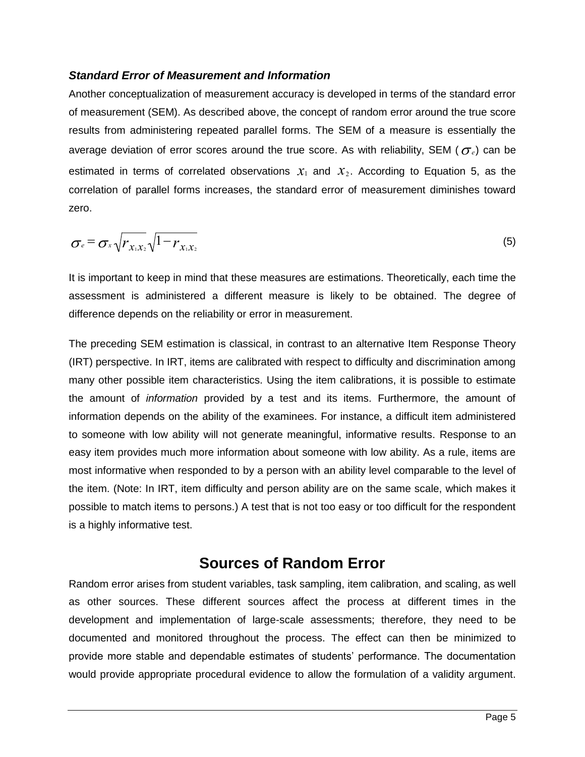### *Standard Error of Measurement and Information*

Another conceptualization of measurement accuracy is developed in terms of the standard error of measurement (SEM). As described above, the concept of random error around the true score results from administering repeated parallel forms. The SEM of a measure is essentially the average deviation of error scores around the true score. As with reliability, SEM ($\sigma_e$) can be estimated in terms of correlated observations $x_1$ and $x_2$. According to Equation 5, as the correlation of parallel forms increases, the standard error of measurement diminishes toward zero.

$$\sigma_e = \sigma_x \sqrt{r_{x_1 x_2}} \sqrt{1 - r_{x_1 x_2}} \tag{5}$$

It is important to keep in mind that these measures are estimations. Theoretically, each time the assessment is administered a different measure is likely to be obtained. The degree of difference depends on the reliability or error in measurement.

The preceding SEM estimation is classical, in contrast to an alternative Item Response Theory (IRT) perspective. In IRT, items are calibrated with respect to difficulty and discrimination among many other possible item characteristics. Using the item calibrations, it is possible to estimate the amount of *information* provided by a test and its items. Furthermore, the amount of information depends on the ability of the examinees. For instance, a difficult item administered to someone with low ability will not generate meaningful, informative results. Response to an easy item provides much more information about someone with low ability. As a rule, items are most informative when responded to by a person with an ability level comparable to the level of the item. (Note: In IRT, item difficulty and person ability are on the same scale, which makes it possible to match items to persons.) A test that is not too easy or too difficult for the respondent is a highly informative test.

## Sources of Random Error

Random error arises from student variables, task sampling, item calibration, and scaling, as well as other sources. These different sources affect the process at different times in the development and implementation of large-scale assessments; therefore, they need to be documented and monitored throughout the process. The effect can then be minimized to provide more stable and dependable estimates of students' performance. The documentation would provide appropriate procedural evidence to allow the formulation of a validity argument.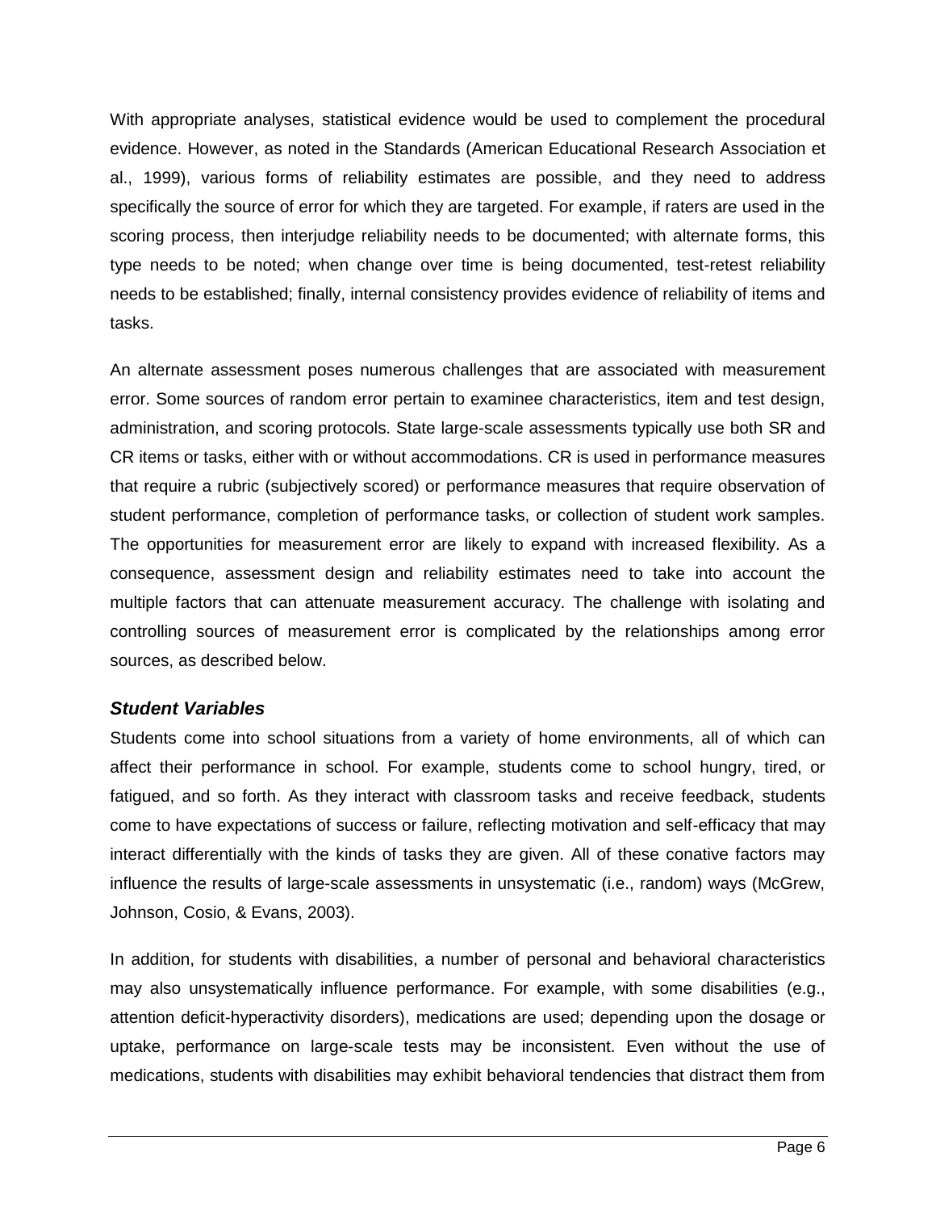With appropriate analyses, statistical evidence would be used to complement the procedural evidence. However, as noted in the Standards (American Educational Research Association et al., 1999), various forms of reliability estimates are possible, and they need to address specifically the source of error for which they are targeted. For example, if raters are used in the scoring process, then interjudge reliability needs to be documented; with alternate forms, this type needs to be noted; when change over time is being documented, test-retest reliability needs to be established; finally, internal consistency provides evidence of reliability of items and tasks.

An alternate assessment poses numerous challenges that are associated with measurement error. Some sources of random error pertain to examinee characteristics, item and test design, administration, and scoring protocols. State large-scale assessments typically use both SR and CR items or tasks, either with or without accommodations. CR is used in performance measures that require a rubric (subjectively scored) or performance measures that require observation of student performance, completion of performance tasks, or collection of student work samples. The opportunities for measurement error are likely to expand with increased flexibility. As a consequence, assessment design and reliability estimates need to take into account the multiple factors that can attenuate measurement accuracy. The challenge with isolating and controlling sources of measurement error is complicated by the relationships among error sources, as described below.

### *Student Variables*

Students come into school situations from a variety of home environments, all of which can affect their performance in school. For example, students come to school hungry, tired, or fatigued, and so forth. As they interact with classroom tasks and receive feedback, students come to have expectations of success or failure, reflecting motivation and self-efficacy that may interact differentially with the kinds of tasks they are given. All of these conative factors may influence the results of large-scale assessments in unsystematic (i.e., random) ways (McGrew, Johnson, Cosio, & Evans, 2003).

In addition, for students with disabilities, a number of personal and behavioral characteristics may also unsystematically influence performance. For example, with some disabilities (e.g., attention deficit-hyperactivity disorders), medications are used; depending upon the dosage or uptake, performance on large-scale tests may be inconsistent. Even without the use of medications, students with disabilities may exhibit behavioral tendencies that distract them from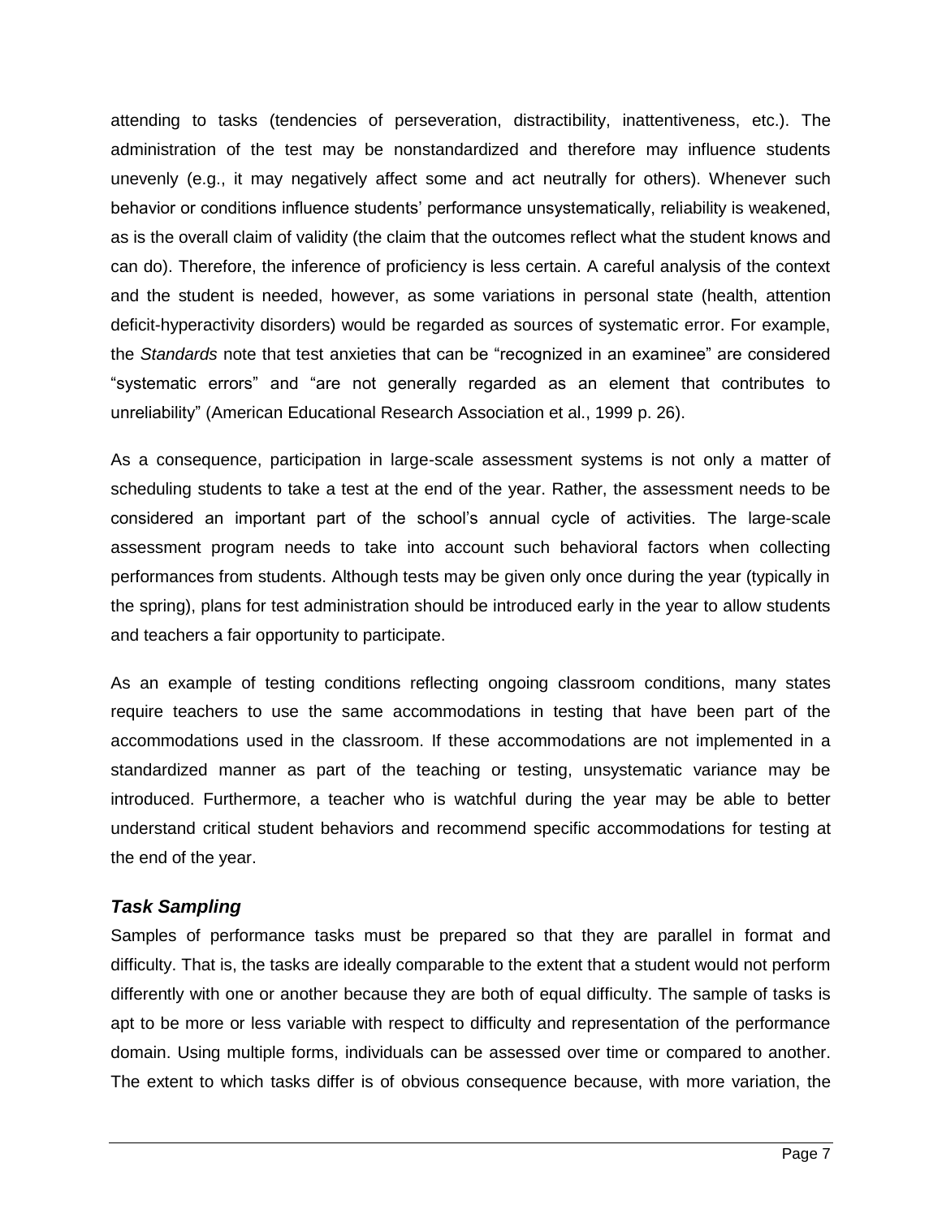attending to tasks (tendencies of perseveration, distractibility, inattentiveness, etc.). The administration of the test may be nonstandardized and therefore may influence students unevenly (e.g., it may negatively affect some and act neutrally for others). Whenever such behavior or conditions influence students' performance unsystematically, reliability is weakened, as is the overall claim of validity (the claim that the outcomes reflect what the student knows and can do). Therefore, the inference of proficiency is less certain. A careful analysis of the context and the student is needed, however, as some variations in personal state (health, attention deficit-hyperactivity disorders) would be regarded as sources of systematic error. For example, the *Standards* note that test anxieties that can be "recognized in an examinee" are considered "systematic errors" and "are not generally regarded as an element that contributes to unreliability" (American Educational Research Association et al., 1999 p. 26).

As a consequence, participation in large-scale assessment systems is not only a matter of scheduling students to take a test at the end of the year. Rather, the assessment needs to be considered an important part of the school's annual cycle of activities. The large-scale assessment program needs to take into account such behavioral factors when collecting performances from students. Although tests may be given only once during the year (typically in the spring), plans for test administration should be introduced early in the year to allow students and teachers a fair opportunity to participate.

As an example of testing conditions reflecting ongoing classroom conditions, many states require teachers to use the same accommodations in testing that have been part of the accommodations used in the classroom. If these accommodations are not implemented in a standardized manner as part of the teaching or testing, unsystematic variance may be introduced. Furthermore, a teacher who is watchful during the year may be able to better understand critical student behaviors and recommend specific accommodations for testing at the end of the year.

### *Task Sampling*

Samples of performance tasks must be prepared so that they are parallel in format and difficulty. That is, the tasks are ideally comparable to the extent that a student would not perform differently with one or another because they are both of equal difficulty. The sample of tasks is apt to be more or less variable with respect to difficulty and representation of the performance domain. Using multiple forms, individuals can be assessed over time or compared to another. The extent to which tasks differ is of obvious consequence because, with more variation, the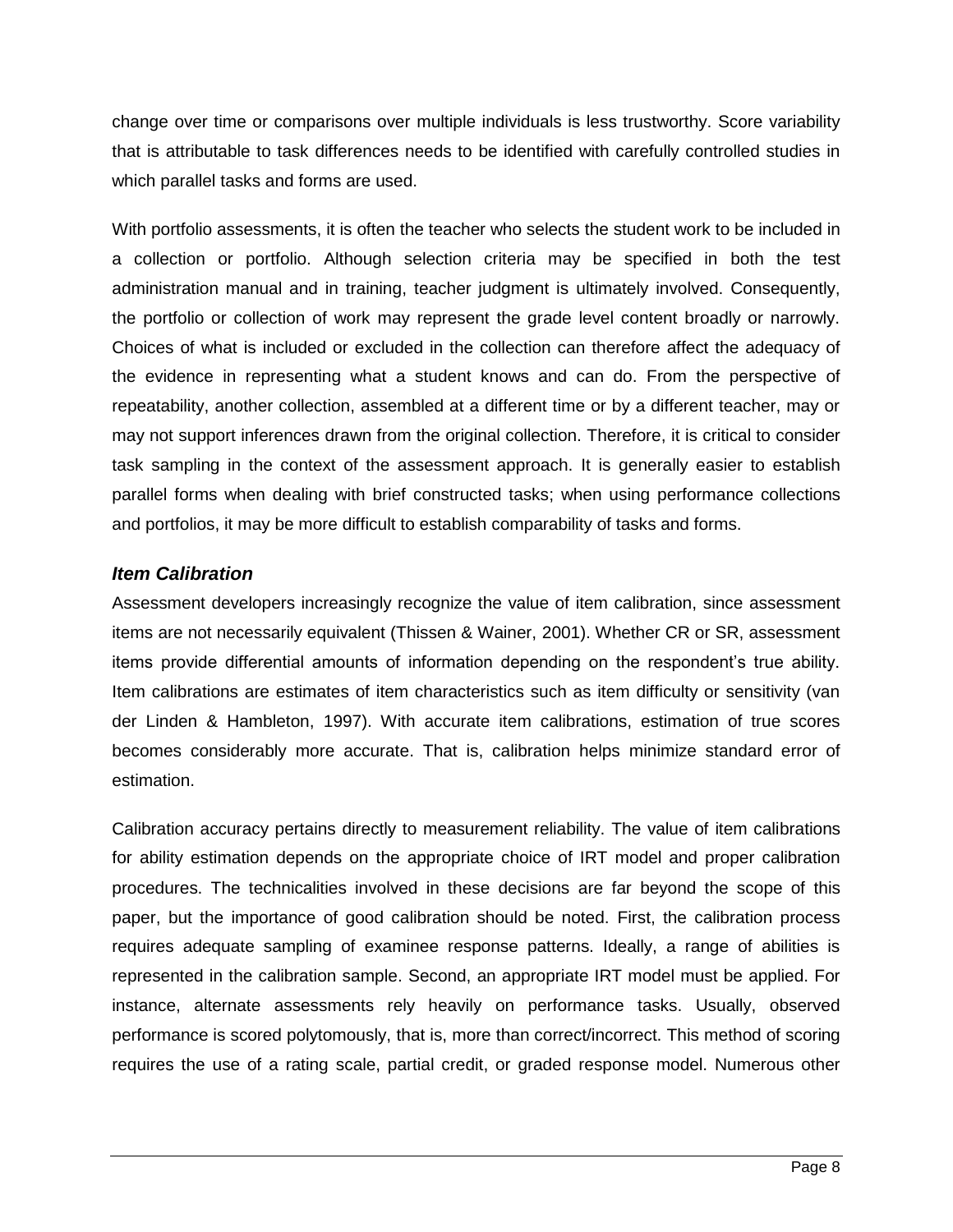change over time or comparisons over multiple individuals is less trustworthy. Score variability that is attributable to task differences needs to be identified with carefully controlled studies in which parallel tasks and forms are used.

With portfolio assessments, it is often the teacher who selects the student work to be included in a collection or portfolio. Although selection criteria may be specified in both the test administration manual and in training, teacher judgment is ultimately involved. Consequently, the portfolio or collection of work may represent the grade level content broadly or narrowly. Choices of what is included or excluded in the collection can therefore affect the adequacy of the evidence in representing what a student knows and can do. From the perspective of repeatability, another collection, assembled at a different time or by a different teacher, may or may not support inferences drawn from the original collection. Therefore, it is critical to consider task sampling in the context of the assessment approach. It is generally easier to establish parallel forms when dealing with brief constructed tasks; when using performance collections and portfolios, it may be more difficult to establish comparability of tasks and forms.

### *Item Calibration*

Assessment developers increasingly recognize the value of item calibration, since assessment items are not necessarily equivalent (Thissen & Wainer, 2001). Whether CR or SR, assessment items provide differential amounts of information depending on the respondent's true ability. Item calibrations are estimates of item characteristics such as item difficulty or sensitivity (van der Linden & Hambleton, 1997). With accurate item calibrations, estimation of true scores becomes considerably more accurate. That is, calibration helps minimize standard error of estimation.

Calibration accuracy pertains directly to measurement reliability. The value of item calibrations for ability estimation depends on the appropriate choice of IRT model and proper calibration procedures. The technicalities involved in these decisions are far beyond the scope of this paper, but the importance of good calibration should be noted. First, the calibration process requires adequate sampling of examinee response patterns. Ideally, a range of abilities is represented in the calibration sample. Second, an appropriate IRT model must be applied. For instance, alternate assessments rely heavily on performance tasks. Usually, observed performance is scored polytomously, that is, more than correct/incorrect. This method of scoring requires the use of a rating scale, partial credit, or graded response model. Numerous other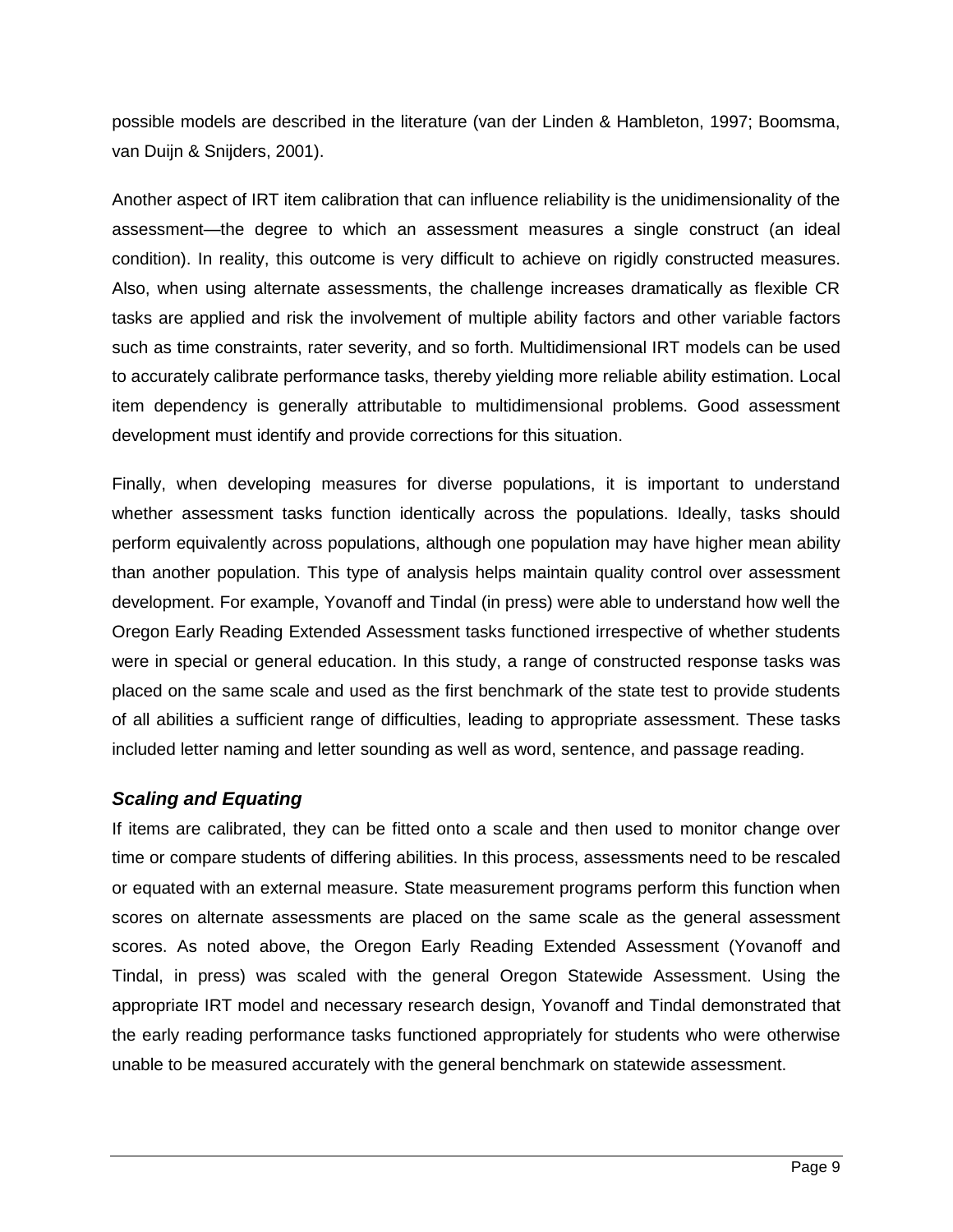possible models are described in the literature (van der Linden & Hambleton, 1997; Boomsma, van Duijn & Snijders, 2001).

Another aspect of IRT item calibration that can influence reliability is the unidimensionality of the assessment—the degree to which an assessment measures a single construct (an ideal condition). In reality, this outcome is very difficult to achieve on rigidly constructed measures. Also, when using alternate assessments, the challenge increases dramatically as flexible CR tasks are applied and risk the involvement of multiple ability factors and other variable factors such as time constraints, rater severity, and so forth. Multidimensional IRT models can be used to accurately calibrate performance tasks, thereby yielding more reliable ability estimation. Local item dependency is generally attributable to multidimensional problems. Good assessment development must identify and provide corrections for this situation.

Finally, when developing measures for diverse populations, it is important to understand whether assessment tasks function identically across the populations. Ideally, tasks should perform equivalently across populations, although one population may have higher mean ability than another population. This type of analysis helps maintain quality control over assessment development. For example, Yovanoff and Tindal (in press) were able to understand how well the Oregon Early Reading Extended Assessment tasks functioned irrespective of whether students were in special or general education. In this study, a range of constructed response tasks was placed on the same scale and used as the first benchmark of the state test to provide students of all abilities a sufficient range of difficulties, leading to appropriate assessment. These tasks included letter naming and letter sounding as well as word, sentence, and passage reading.

### *Scaling and Equating*

If items are calibrated, they can be fitted onto a scale and then used to monitor change over time or compare students of differing abilities. In this process, assessments need to be rescaled or equated with an external measure. State measurement programs perform this function when scores on alternate assessments are placed on the same scale as the general assessment scores. As noted above, the Oregon Early Reading Extended Assessment (Yovanoff and Tindal, in press) was scaled with the general Oregon Statewide Assessment. Using the appropriate IRT model and necessary research design, Yovanoff and Tindal demonstrated that the early reading performance tasks functioned appropriately for students who were otherwise unable to be measured accurately with the general benchmark on statewide assessment.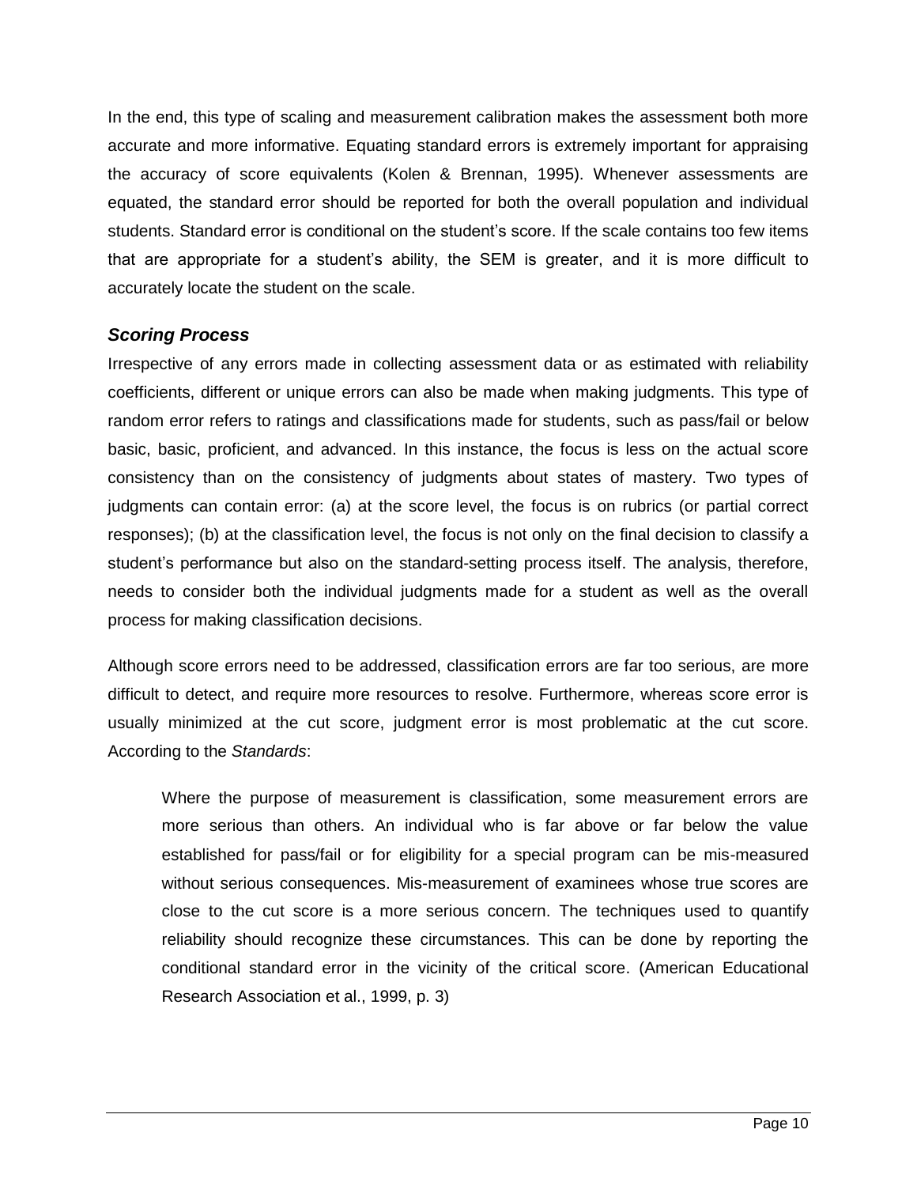In the end, this type of scaling and measurement calibration makes the assessment both more accurate and more informative. Equating standard errors is extremely important for appraising the accuracy of score equivalents (Kolen & Brennan, 1995). Whenever assessments are equated, the standard error should be reported for both the overall population and individual students. Standard error is conditional on the student's score. If the scale contains too few items that are appropriate for a student's ability, the SEM is greater, and it is more difficult to accurately locate the student on the scale.

### *Scoring Process*

Irrespective of any errors made in collecting assessment data or as estimated with reliability coefficients, different or unique errors can also be made when making judgments. This type of random error refers to ratings and classifications made for students, such as pass/fail or below basic, basic, proficient, and advanced. In this instance, the focus is less on the actual score consistency than on the consistency of judgments about states of mastery. Two types of judgments can contain error: (a) at the score level, the focus is on rubrics (or partial correct responses); (b) at the classification level, the focus is not only on the final decision to classify a student's performance but also on the standard-setting process itself. The analysis, therefore, needs to consider both the individual judgments made for a student as well as the overall process for making classification decisions.

Although score errors need to be addressed, classification errors are far too serious, are more difficult to detect, and require more resources to resolve. Furthermore, whereas score error is usually minimized at the cut score, judgment error is most problematic at the cut score. According to the *Standards*:

> Where the purpose of measurement is classification, some measurement errors are more serious than others. An individual who is far above or far below the value established for pass/fail or for eligibility for a special program can be mis-measured without serious consequences. Mis-measurement of examinees whose true scores are close to the cut score is a more serious concern. The techniques used to quantify reliability should recognize these circumstances. This can be done by reporting the conditional standard error in the vicinity of the critical score. (American Educational Research Association et al., 1999, p. 3)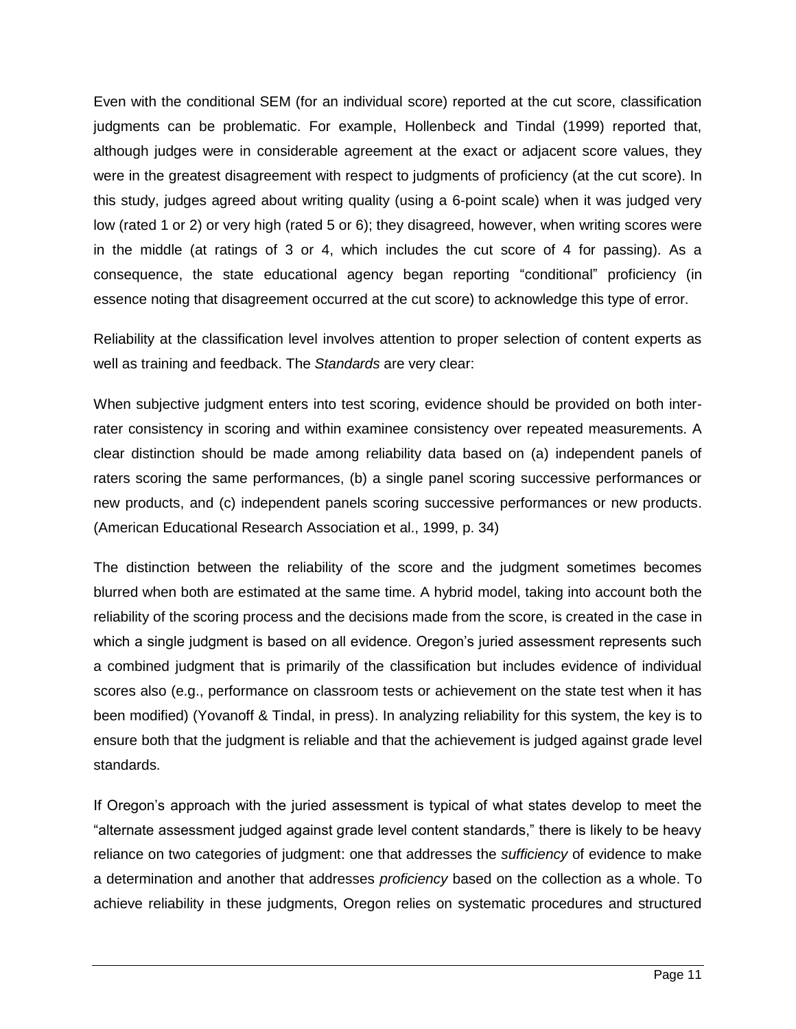Even with the conditional SEM (for an individual score) reported at the cut score, classification judgments can be problematic. For example, Hollenbeck and Tindal (1999) reported that, although judges were in considerable agreement at the exact or adjacent score values, they were in the greatest disagreement with respect to judgments of proficiency (at the cut score). In this study, judges agreed about writing quality (using a 6-point scale) when it was judged very low (rated 1 or 2) or very high (rated 5 or 6); they disagreed, however, when writing scores were in the middle (at ratings of 3 or 4, which includes the cut score of 4 for passing). As a consequence, the state educational agency began reporting "conditional" proficiency (in essence noting that disagreement occurred at the cut score) to acknowledge this type of error.

Reliability at the classification level involves attention to proper selection of content experts as well as training and feedback. The *Standards* are very clear:

When subjective judgment enters into test scoring, evidence should be provided on both inter-rater consistency in scoring and within examinee consistency over repeated measurements. A clear distinction should be made among reliability data based on (a) independent panels of raters scoring the same performances, (b) a single panel scoring successive performances or new products, and (c) independent panels scoring successive performances or new products. (American Educational Research Association et al., 1999, p. 34)

The distinction between the reliability of the score and the judgment sometimes becomes blurred when both are estimated at the same time. A hybrid model, taking into account both the reliability of the scoring process and the decisions made from the score, is created in the case in which a single judgment is based on all evidence. Oregon's juried assessment represents such a combined judgment that is primarily of the classification but includes evidence of individual scores also (e.g., performance on classroom tests or achievement on the state test when it has been modified) (Yovanoff & Tindal, in press). In analyzing reliability for this system, the key is to ensure both that the judgment is reliable and that the achievement is judged against grade level standards.

If Oregon's approach with the juried assessment is typical of what states develop to meet the "alternate assessment judged against grade level content standards," there is likely to be heavy reliance on two categories of judgment: one that addresses the *sufficiency* of evidence to make a determination and another that addresses *proficiency* based on the collection as a whole. To achieve reliability in these judgments, Oregon relies on systematic procedures and structured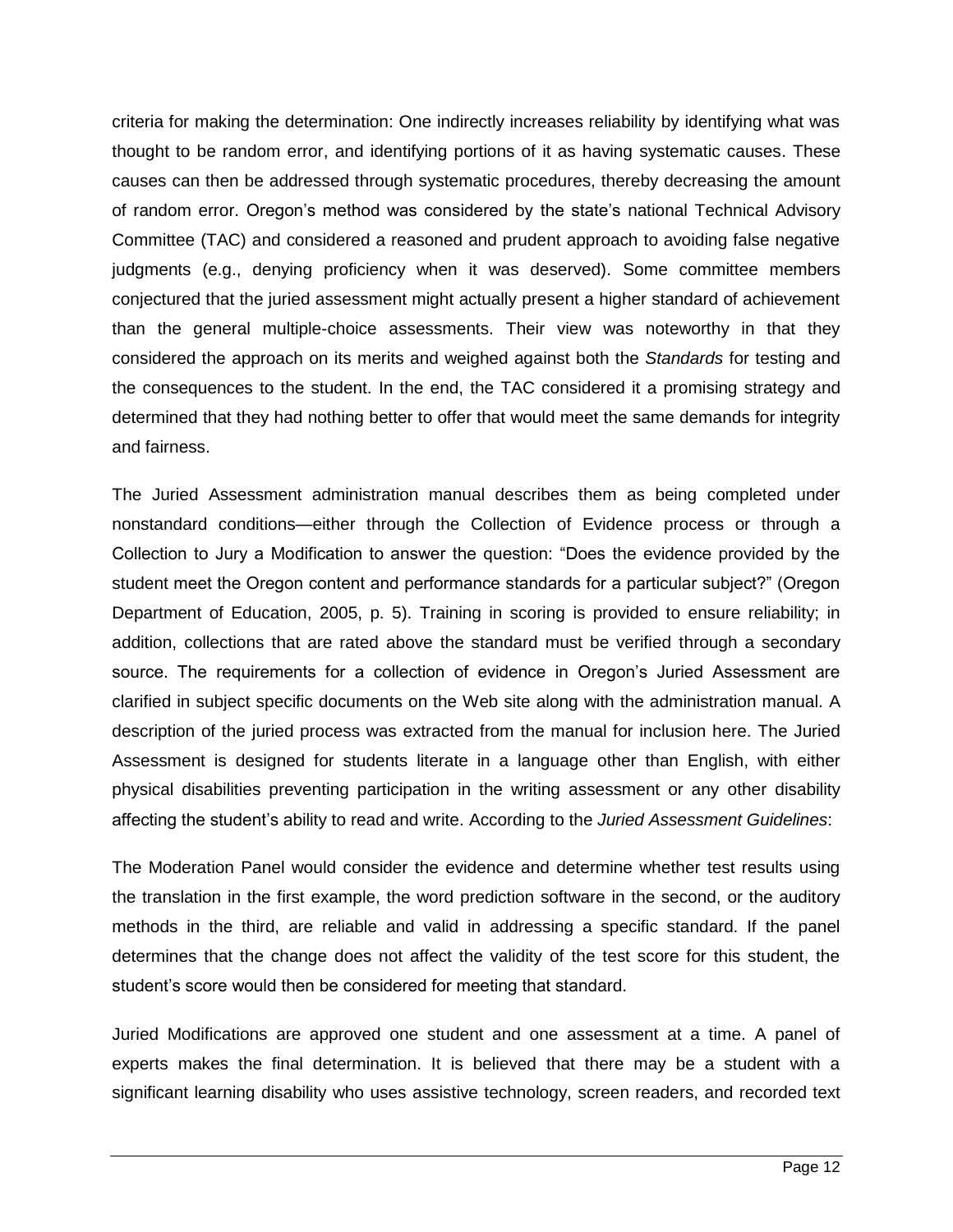criteria for making the determination: One indirectly increases reliability by identifying what was thought to be random error, and identifying portions of it as having systematic causes. These causes can then be addressed through systematic procedures, thereby decreasing the amount of random error. Oregon's method was considered by the state's national Technical Advisory Committee (TAC) and considered a reasoned and prudent approach to avoiding false negative judgments (e.g., denying proficiency when it was deserved). Some committee members conjectured that the juried assessment might actually present a higher standard of achievement than the general multiple-choice assessments. Their view was noteworthy in that they considered the approach on its merits and weighed against both the *Standards* for testing and the consequences to the student. In the end, the TAC considered it a promising strategy and determined that they had nothing better to offer that would meet the same demands for integrity and fairness.

The Juried Assessment administration manual describes them as being completed under nonstandard conditions—either through the Collection of Evidence process or through a Collection to Jury a Modification to answer the question: "Does the evidence provided by the student meet the Oregon content and performance standards for a particular subject?" (Oregon Department of Education, 2005, p. 5). Training in scoring is provided to ensure reliability; in addition, collections that are rated above the standard must be verified through a secondary source. The requirements for a collection of evidence in Oregon's Juried Assessment are clarified in subject specific documents on the Web site along with the administration manual. A description of the juried process was extracted from the manual for inclusion here. The Juried Assessment is designed for students literate in a language other than English, with either physical disabilities preventing participation in the writing assessment or any other disability affecting the student's ability to read and write. According to the *Juried Assessment Guidelines*:

The Moderation Panel would consider the evidence and determine whether test results using the translation in the first example, the word prediction software in the second, or the auditory methods in the third, are reliable and valid in addressing a specific standard. If the panel determines that the change does not affect the validity of the test score for this student, the student's score would then be considered for meeting that standard.

Juried Modifications are approved one student and one assessment at a time. A panel of experts makes the final determination. It is believed that there may be a student with a significant learning disability who uses assistive technology, screen readers, and recorded text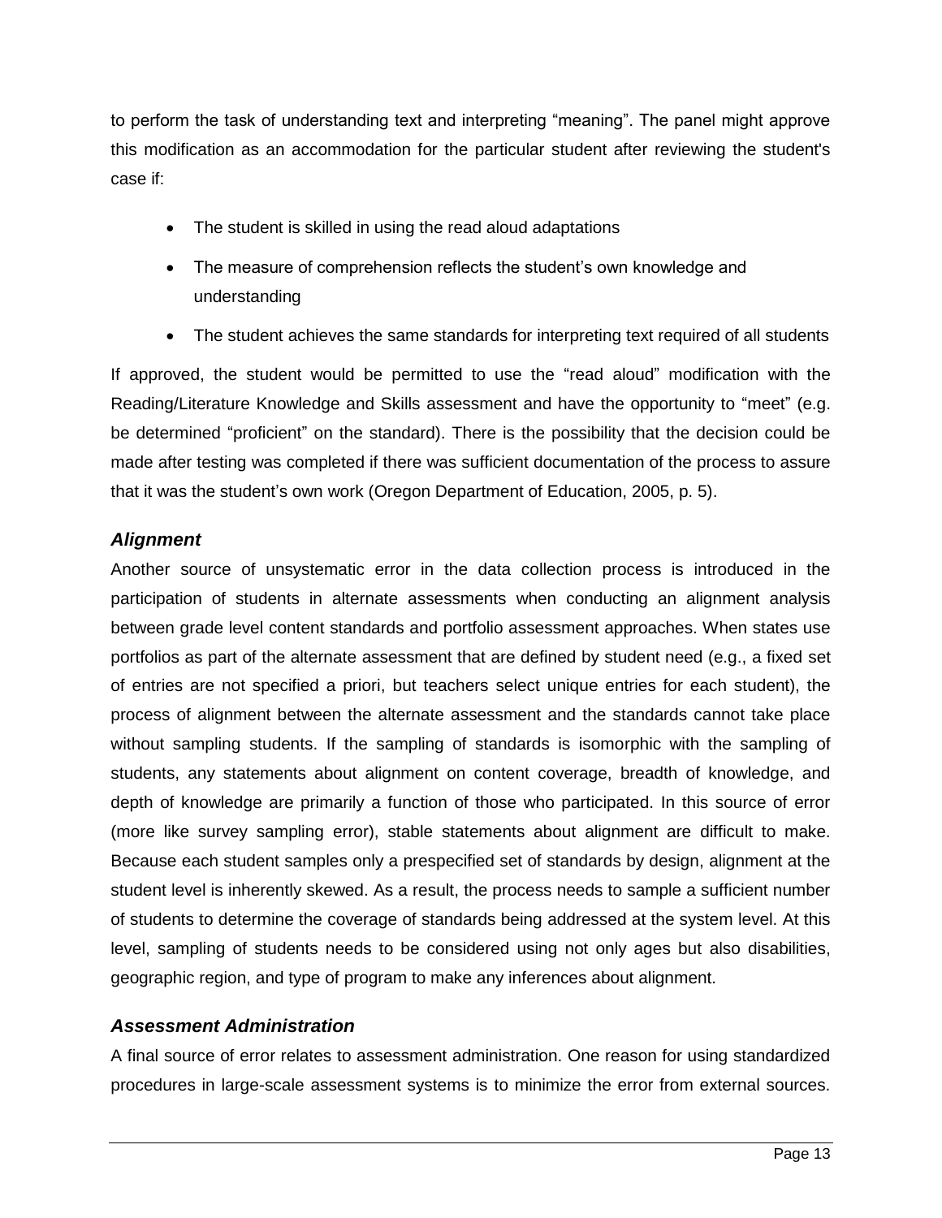to perform the task of understanding text and interpreting "meaning". The panel might approve this modification as an accommodation for the particular student after reviewing the student's case if:

- The student is skilled in using the read aloud adaptations
- The measure of comprehension reflects the student's own knowledge and understanding
- The student achieves the same standards for interpreting text required of all students

If approved, the student would be permitted to use the "read aloud" modification with the Reading/Literature Knowledge and Skills assessment and have the opportunity to "meet" (e.g. be determined "proficient" on the standard). There is the possibility that the decision could be made after testing was completed if there was sufficient documentation of the process to assure that it was the student's own work (Oregon Department of Education, 2005, p. 5).

### *Alignment*

Another source of unsystematic error in the data collection process is introduced in the participation of students in alternate assessments when conducting an alignment analysis between grade level content standards and portfolio assessment approaches. When states use portfolios as part of the alternate assessment that are defined by student need (e.g., a fixed set of entries are not specified a priori, but teachers select unique entries for each student), the process of alignment between the alternate assessment and the standards cannot take place without sampling students. If the sampling of standards is isomorphic with the sampling of students, any statements about alignment on content coverage, breadth of knowledge, and depth of knowledge are primarily a function of those who participated. In this source of error (more like survey sampling error), stable statements about alignment are difficult to make. Because each student samples only a prespecified set of standards by design, alignment at the student level is inherently skewed. As a result, the process needs to sample a sufficient number of students to determine the coverage of standards being addressed at the system level. At this level, sampling of students needs to be considered using not only ages but also disabilities, geographic region, and type of program to make any inferences about alignment.

### *Assessment Administration*

A final source of error relates to assessment administration. One reason for using standardized procedures in large-scale assessment systems is to minimize the error from external sources.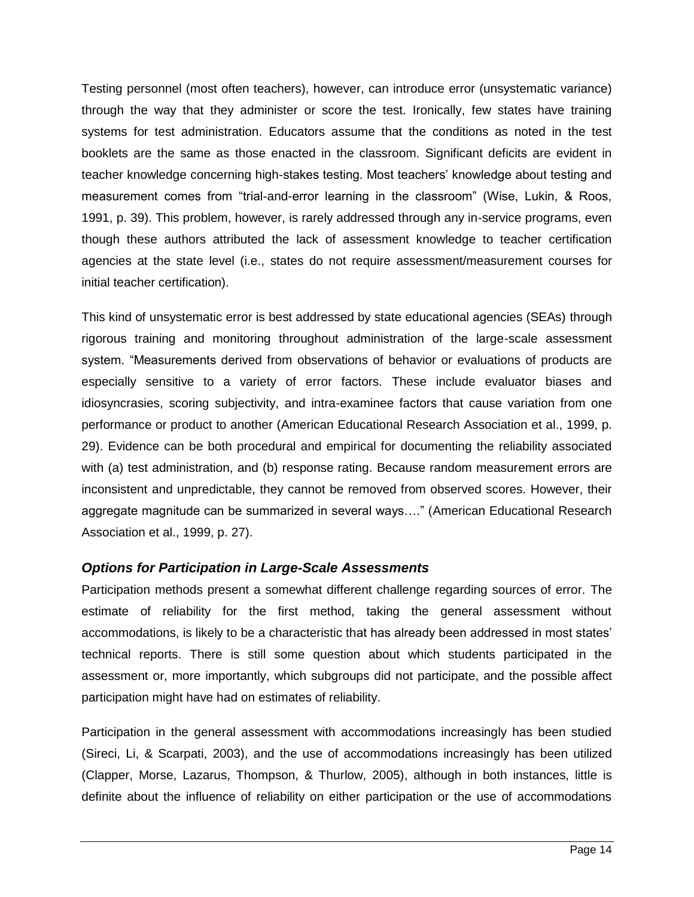Testing personnel (most often teachers), however, can introduce error (unsystematic variance) through the way that they administer or score the test. Ironically, few states have training systems for test administration. Educators assume that the conditions as noted in the test booklets are the same as those enacted in the classroom. Significant deficits are evident in teacher knowledge concerning high-stakes testing. Most teachers' knowledge about testing and measurement comes from "trial-and-error learning in the classroom" (Wise, Lukin, & Roos, 1991, p. 39). This problem, however, is rarely addressed through any in-service programs, even though these authors attributed the lack of assessment knowledge to teacher certification agencies at the state level (i.e., states do not require assessment/measurement courses for initial teacher certification).

This kind of unsystematic error is best addressed by state educational agencies (SEAs) through rigorous training and monitoring throughout administration of the large-scale assessment system. "Measurements derived from observations of behavior or evaluations of products are especially sensitive to a variety of error factors. These include evaluator biases and idiosyncrasies, scoring subjectivity, and intra-examinee factors that cause variation from one performance or product to another (American Educational Research Association et al., 1999, p. 29). Evidence can be both procedural and empirical for documenting the reliability associated with (a) test administration, and (b) response rating. Because random measurement errors are inconsistent and unpredictable, they cannot be removed from observed scores. However, their aggregate magnitude can be summarized in several ways…." (American Educational Research Association et al., 1999, p. 27).

### *Options for Participation in Large-Scale Assessments*

Participation methods present a somewhat different challenge regarding sources of error. The estimate of reliability for the first method, taking the general assessment without accommodations, is likely to be a characteristic that has already been addressed in most states' technical reports. There is still some question about which students participated in the assessment or, more importantly, which subgroups did not participate, and the possible affect participation might have had on estimates of reliability.

Participation in the general assessment with accommodations increasingly has been studied (Sireci, Li, & Scarpati, 2003), and the use of accommodations increasingly has been utilized (Clapper, Morse, Lazarus, Thompson, & Thurlow, 2005), although in both instances, little is definite about the influence of reliability on either participation or the use of accommodations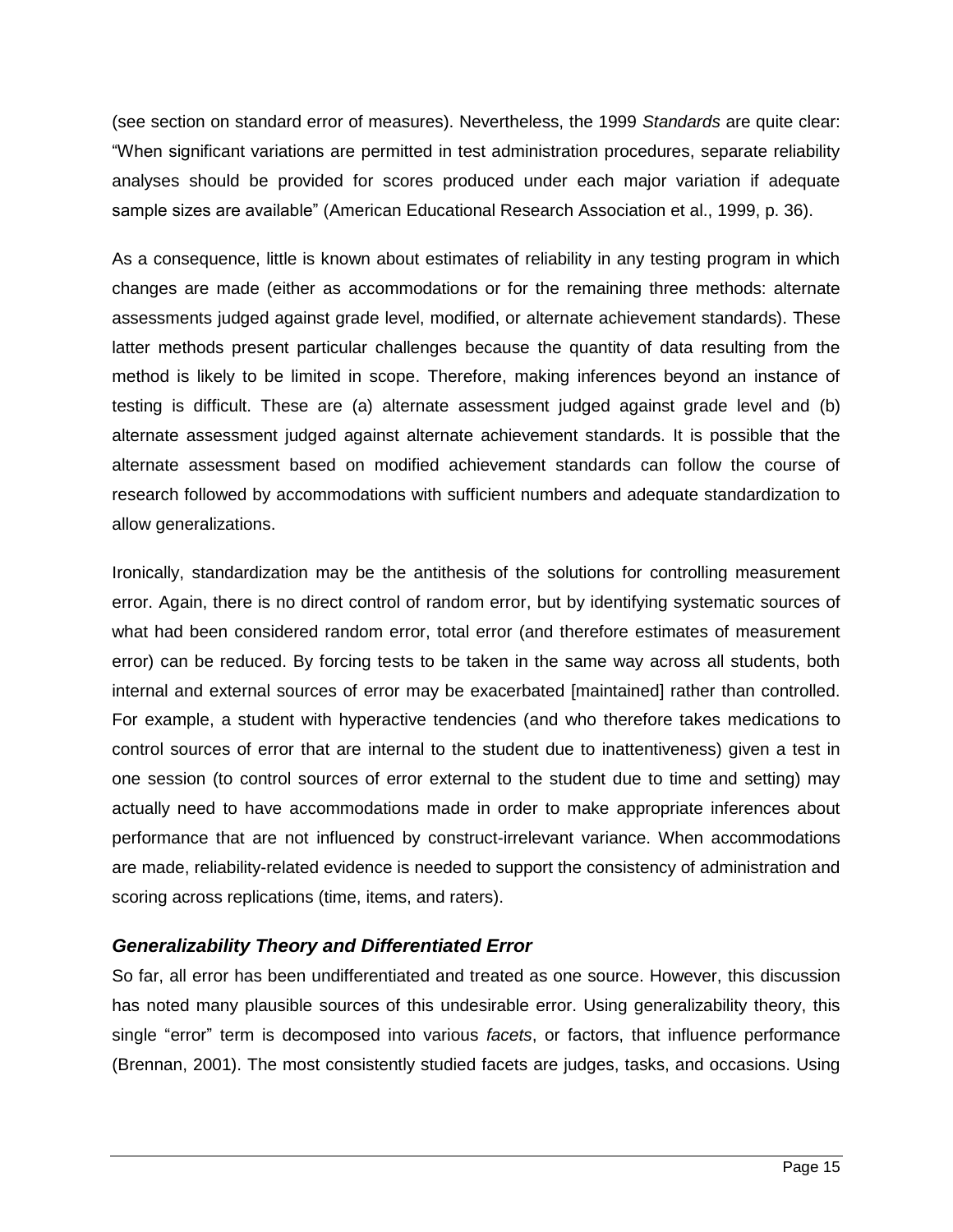(see section on standard error of measures). Nevertheless, the 1999 *Standards* are quite clear: "When significant variations are permitted in test administration procedures, separate reliability analyses should be provided for scores produced under each major variation if adequate sample sizes are available" (American Educational Research Association et al., 1999, p. 36).

As a consequence, little is known about estimates of reliability in any testing program in which changes are made (either as accommodations or for the remaining three methods: alternate assessments judged against grade level, modified, or alternate achievement standards). These latter methods present particular challenges because the quantity of data resulting from the method is likely to be limited in scope. Therefore, making inferences beyond an instance of testing is difficult. These are (a) alternate assessment judged against grade level and (b) alternate assessment judged against alternate achievement standards. It is possible that the alternate assessment based on modified achievement standards can follow the course of research followed by accommodations with sufficient numbers and adequate standardization to allow generalizations.

Ironically, standardization may be the antithesis of the solutions for controlling measurement error. Again, there is no direct control of random error, but by identifying systematic sources of what had been considered random error, total error (and therefore estimates of measurement error) can be reduced. By forcing tests to be taken in the same way across all students, both internal and external sources of error may be exacerbated [maintained] rather than controlled. For example, a student with hyperactive tendencies (and who therefore takes medications to control sources of error that are internal to the student due to inattentiveness) given a test in one session (to control sources of error external to the student due to time and setting) may actually need to have accommodations made in order to make appropriate inferences about performance that are not influenced by construct-irrelevant variance. When accommodations are made, reliability-related evidence is needed to support the consistency of administration and scoring across replications (time, items, and raters).

### *Generalizability Theory and Differentiated Error*

So far, all error has been undifferentiated and treated as one source. However, this discussion has noted many plausible sources of this undesirable error. Using generalizability theory, this single "error" term is decomposed into various *facets*, or factors, that influence performance (Brennan, 2001). The most consistently studied facets are judges, tasks, and occasions. Using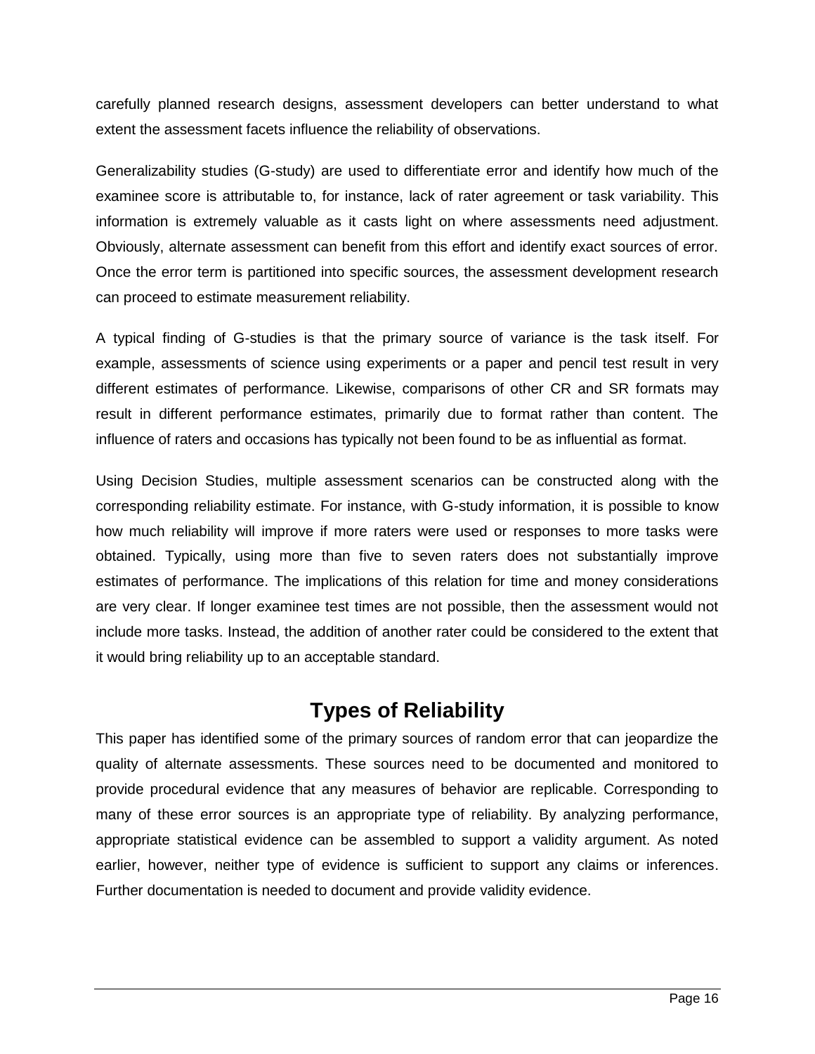carefully planned research designs, assessment developers can better understand to what extent the assessment facets influence the reliability of observations.

Generalizability studies (G-study) are used to differentiate error and identify how much of the examinee score is attributable to, for instance, lack of rater agreement or task variability. This information is extremely valuable as it casts light on where assessments need adjustment. Obviously, alternate assessment can benefit from this effort and identify exact sources of error. Once the error term is partitioned into specific sources, the assessment development research can proceed to estimate measurement reliability.

A typical finding of G-studies is that the primary source of variance is the task itself. For example, assessments of science using experiments or a paper and pencil test result in very different estimates of performance. Likewise, comparisons of other CR and SR formats may result in different performance estimates, primarily due to format rather than content. The influence of raters and occasions has typically not been found to be as influential as format.

Using Decision Studies, multiple assessment scenarios can be constructed along with the corresponding reliability estimate. For instance, with G-study information, it is possible to know how much reliability will improve if more raters were used or responses to more tasks were obtained. Typically, using more than five to seven raters does not substantially improve estimates of performance. The implications of this relation for time and money considerations are very clear. If longer examinee test times are not possible, then the assessment would not include more tasks. Instead, the addition of another rater could be considered to the extent that it would bring reliability up to an acceptable standard.

## Types of Reliability

This paper has identified some of the primary sources of random error that can jeopardize the quality of alternate assessments. These sources need to be documented and monitored to provide procedural evidence that any measures of behavior are replicable. Corresponding to many of these error sources is an appropriate type of reliability. By analyzing performance, appropriate statistical evidence can be assembled to support a validity argument. As noted earlier, however, neither type of evidence is sufficient to support any claims or inferences. Further documentation is needed to document and provide validity evidence.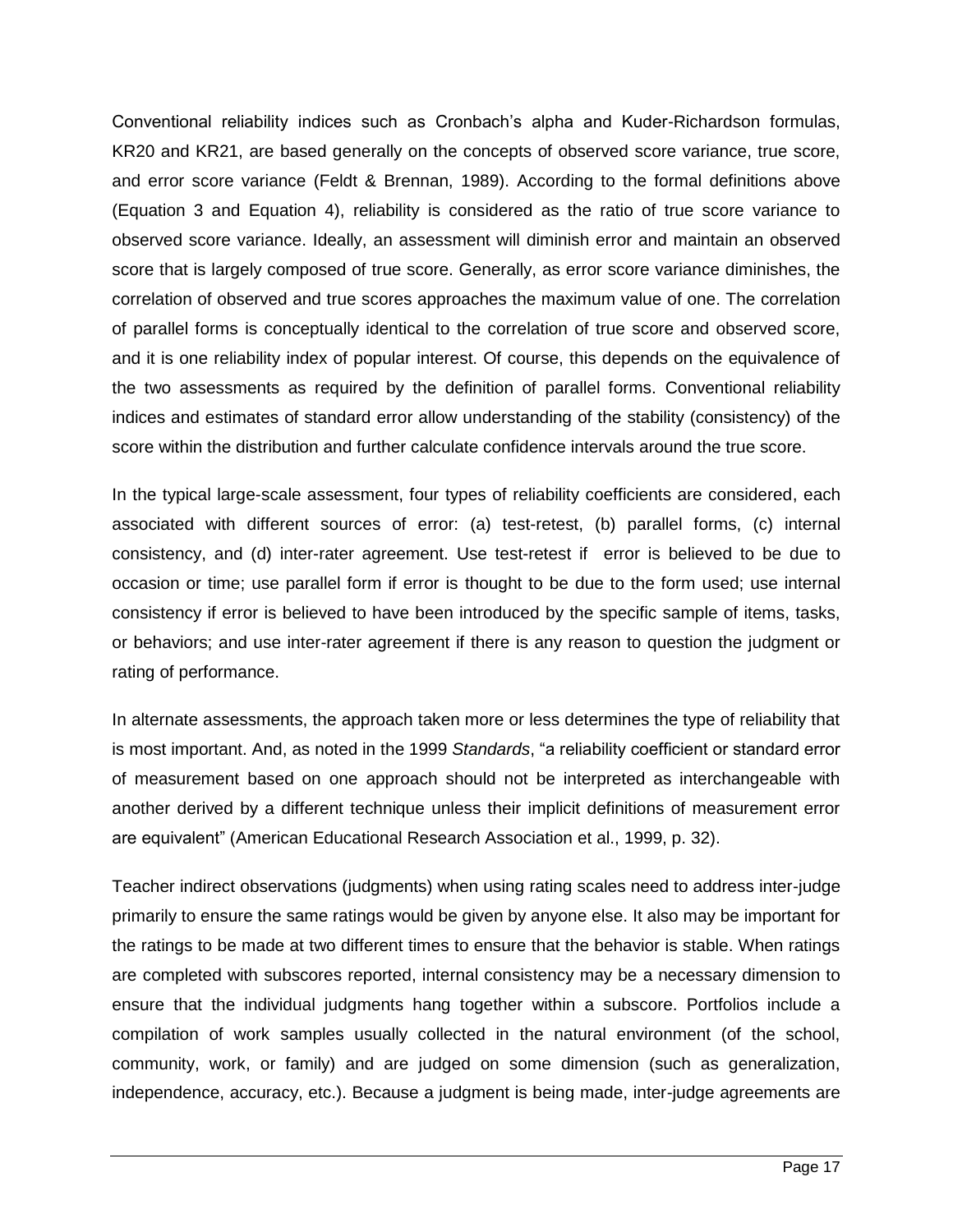Conventional reliability indices such as Cronbach's alpha and Kuder-Richardson formulas, KR20 and KR21, are based generally on the concepts of observed score variance, true score, and error score variance (Feldt & Brennan, 1989). According to the formal definitions above (Equation 3 and Equation 4), reliability is considered as the ratio of true score variance to observed score variance. Ideally, an assessment will diminish error and maintain an observed score that is largely composed of true score. Generally, as error score variance diminishes, the correlation of observed and true scores approaches the maximum value of one. The correlation of parallel forms is conceptually identical to the correlation of true score and observed score, and it is one reliability index of popular interest. Of course, this depends on the equivalence of the two assessments as required by the definition of parallel forms. Conventional reliability indices and estimates of standard error allow understanding of the stability (consistency) of the score within the distribution and further calculate confidence intervals around the true score.

In the typical large-scale assessment, four types of reliability coefficients are considered, each associated with different sources of error: (a) test-retest, (b) parallel forms, (c) internal consistency, and (d) inter-rater agreement. Use test-retest if error is believed to be due to occasion or time; use parallel form if error is thought to be due to the form used; use internal consistency if error is believed to have been introduced by the specific sample of items, tasks, or behaviors; and use inter-rater agreement if there is any reason to question the judgment or rating of performance.

In alternate assessments, the approach taken more or less determines the type of reliability that is most important. And, as noted in the 1999 *Standards*, "a reliability coefficient or standard error of measurement based on one approach should not be interpreted as interchangeable with another derived by a different technique unless their implicit definitions of measurement error are equivalent" (American Educational Research Association et al., 1999, p. 32).

Teacher indirect observations (judgments) when using rating scales need to address inter-judge primarily to ensure the same ratings would be given by anyone else. It also may be important for the ratings to be made at two different times to ensure that the behavior is stable. When ratings are completed with subscores reported, internal consistency may be a necessary dimension to ensure that the individual judgments hang together within a subscore. Portfolios include a compilation of work samples usually collected in the natural environment (of the school, community, work, or family) and are judged on some dimension (such as generalization, independence, accuracy, etc.). Because a judgment is being made, inter-judge agreements are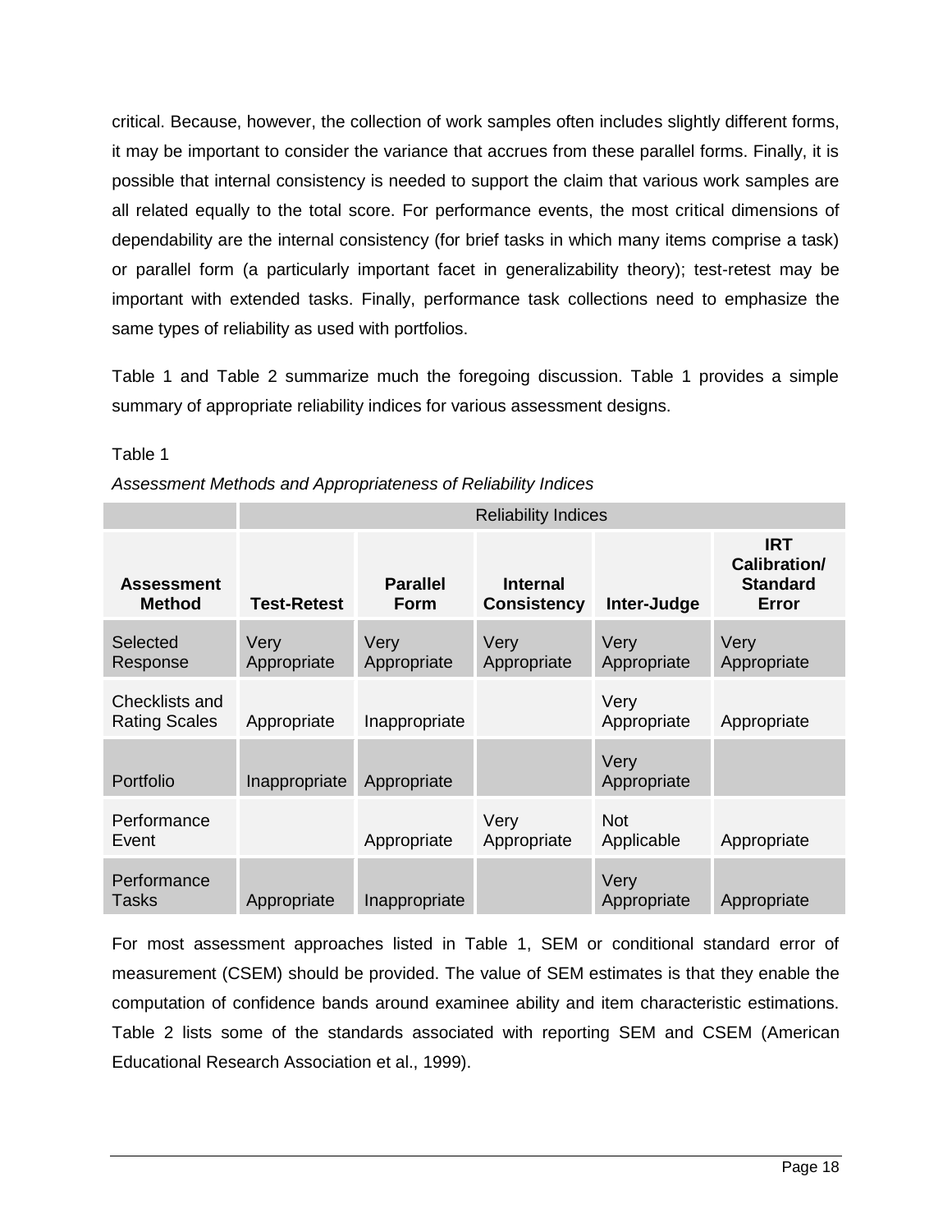critical. Because, however, the collection of work samples often includes slightly different forms, it may be important to consider the variance that accrues from these parallel forms. Finally, it is possible that internal consistency is needed to support the claim that various work samples are all related equally to the total score. For performance events, the most critical dimensions of dependability are the internal consistency (for brief tasks in which many items comprise a task) or parallel form (a particularly important facet in generalizability theory); test-retest may be important with extended tasks. Finally, performance task collections need to emphasize the same types of reliability as used with portfolios.

Table 1 and Table 2 summarize much the foregoing discussion. Table 1 provides a simple summary of appropriate reliability indices for various assessment designs.

Table 1

*Assessment Methods and Appropriateness of Reliability Indices*

| | Reliability Indices | | | | |
|---|---|---|---|---|---|
| **Assessment Method** | **Test-Retest** | **Parallel Form** | **Internal Consistency** | **Inter-Judge** | **IRT Calibration/ Standard Error** |
| Selected Response | Very Appropriate | Very Appropriate | Very Appropriate | Very Appropriate | Very Appropriate |
| Checklists and Rating Scales | Appropriate | Inappropriate | | Very Appropriate | Appropriate |
| Portfolio | Inappropriate | Appropriate | | Very Appropriate | |
| Performance Event | | Appropriate | Very Appropriate | Not Applicable | Appropriate |
| Performance Tasks | Appropriate | Inappropriate | | Very Appropriate | Appropriate |

For most assessment approaches listed in Table 1, SEM or conditional standard error of measurement (CSEM) should be provided. The value of SEM estimates is that they enable the computation of confidence bands around examinee ability and item characteristic estimations. Table 2 lists some of the standards associated with reporting SEM and CSEM (American Educational Research Association et al., 1999).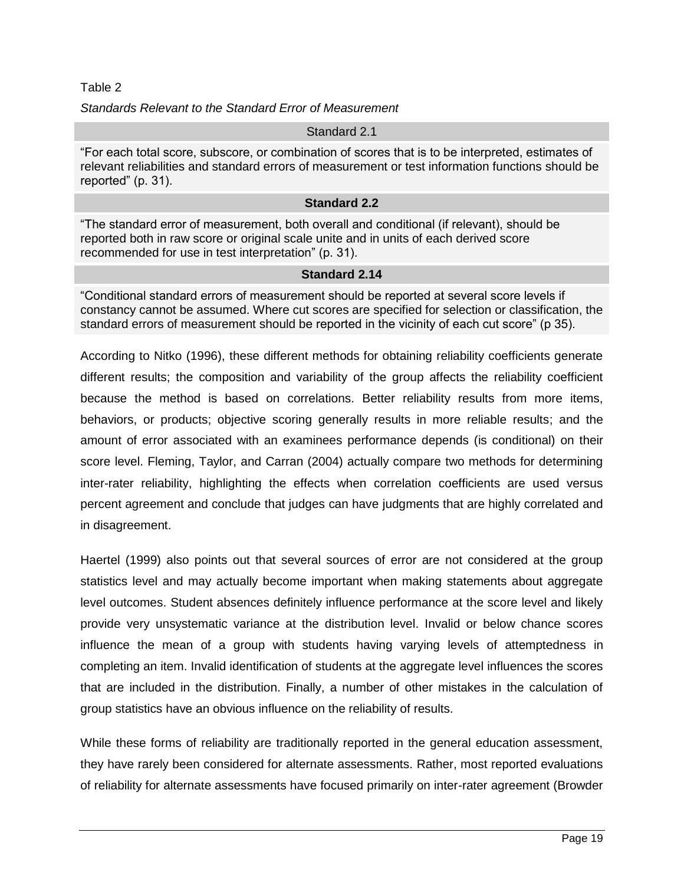Table 2

*Standards Relevant to the Standard Error of Measurement*

| Standard 2.1 |
|---|
| "For each total score, subscore, or combination of scores that is to be interpreted, estimates of relevant reliabilities and standard errors of measurement or test information functions should be reported" (p. 31). |
| **Standard 2.2** |
| "The standard error of measurement, both overall and conditional (if relevant), should be reported both in raw score or original scale unite and in units of each derived score recommended for use in test interpretation" (p. 31). |
| **Standard 2.14** |
| "Conditional standard errors of measurement should be reported at several score levels if constancy cannot be assumed. Where cut scores are specified for selection or classification, the standard errors of measurement should be reported in the vicinity of each cut score" (p 35). |

According to Nitko (1996), these different methods for obtaining reliability coefficients generate different results; the composition and variability of the group affects the reliability coefficient because the method is based on correlations. Better reliability results from more items, behaviors, or products; objective scoring generally results in more reliable results; and the amount of error associated with an examinees performance depends (is conditional) on their score level. Fleming, Taylor, and Carran (2004) actually compare two methods for determining inter-rater reliability, highlighting the effects when correlation coefficients are used versus percent agreement and conclude that judges can have judgments that are highly correlated and in disagreement.

Haertel (1999) also points out that several sources of error are not considered at the group statistics level and may actually become important when making statements about aggregate level outcomes. Student absences definitely influence performance at the score level and likely provide very unsystematic variance at the distribution level. Invalid or below chance scores influence the mean of a group with students having varying levels of attemptedness in completing an item. Invalid identification of students at the aggregate level influences the scores that are included in the distribution. Finally, a number of other mistakes in the calculation of group statistics have an obvious influence on the reliability of results.

While these forms of reliability are traditionally reported in the general education assessment, they have rarely been considered for alternate assessments. Rather, most reported evaluations of reliability for alternate assessments have focused primarily on inter-rater agreement (Browder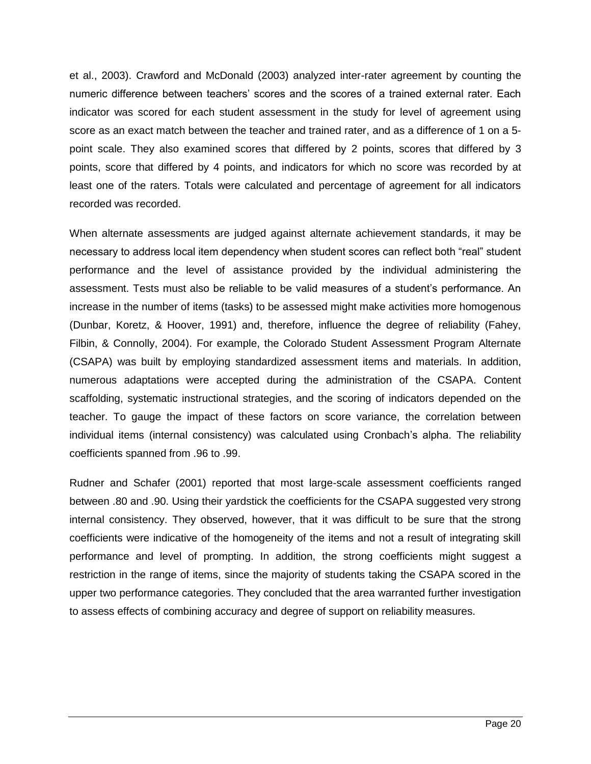et al., 2003). Crawford and McDonald (2003) analyzed inter-rater agreement by counting the numeric difference between teachers' scores and the scores of a trained external rater. Each indicator was scored for each student assessment in the study for level of agreement using score as an exact match between the teacher and trained rater, and as a difference of 1 on a 5-point scale. They also examined scores that differed by 2 points, scores that differed by 3 points, score that differed by 4 points, and indicators for which no score was recorded by at least one of the raters. Totals were calculated and percentage of agreement for all indicators recorded was recorded.

When alternate assessments are judged against alternate achievement standards, it may be necessary to address local item dependency when student scores can reflect both "real" student performance and the level of assistance provided by the individual administering the assessment. Tests must also be reliable to be valid measures of a student's performance. An increase in the number of items (tasks) to be assessed might make activities more homogenous (Dunbar, Koretz, & Hoover, 1991) and, therefore, influence the degree of reliability (Fahey, Filbin, & Connolly, 2004). For example, the Colorado Student Assessment Program Alternate (CSAPA) was built by employing standardized assessment items and materials. In addition, numerous adaptations were accepted during the administration of the CSAPA. Content scaffolding, systematic instructional strategies, and the scoring of indicators depended on the teacher. To gauge the impact of these factors on score variance, the correlation between individual items (internal consistency) was calculated using Cronbach's alpha. The reliability coefficients spanned from .96 to .99.

Rudner and Schafer (2001) reported that most large-scale assessment coefficients ranged between .80 and .90. Using their yardstick the coefficients for the CSAPA suggested very strong internal consistency. They observed, however, that it was difficult to be sure that the strong coefficients were indicative of the homogeneity of the items and not a result of integrating skill performance and level of prompting. In addition, the strong coefficients might suggest a restriction in the range of items, since the majority of students taking the CSAPA scored in the upper two performance categories. They concluded that the area warranted further investigation to assess effects of combining accuracy and degree of support on reliability measures.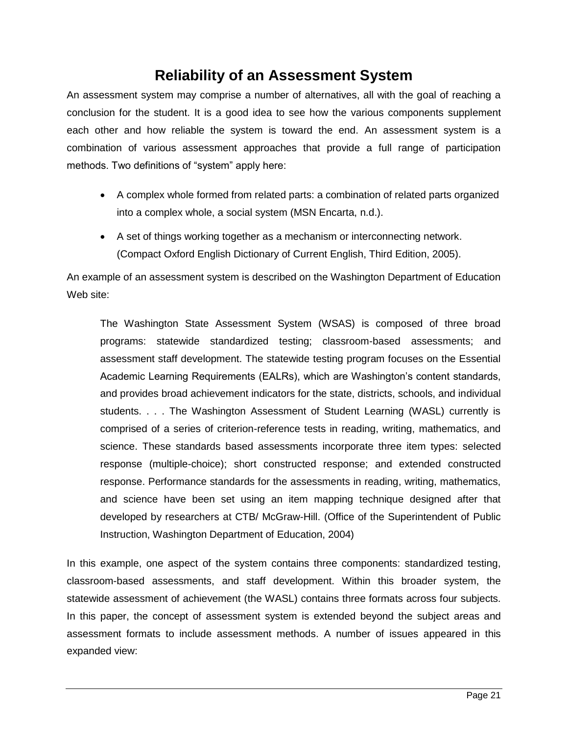# Reliability of an Assessment System

An assessment system may comprise a number of alternatives, all with the goal of reaching a conclusion for the student. It is a good idea to see how the various components supplement each other and how reliable the system is toward the end. An assessment system is a combination of various assessment approaches that provide a full range of participation methods. Two definitions of "system" apply here:

- A complex whole formed from related parts: a combination of related parts organized into a complex whole, a social system (MSN Encarta, n.d.).
- A set of things working together as a mechanism or interconnecting network. (Compact Oxford English Dictionary of Current English, Third Edition, 2005).

An example of an assessment system is described on the Washington Department of Education Web site:

> The Washington State Assessment System (WSAS) is composed of three broad programs: statewide standardized testing; classroom-based assessments; and assessment staff development. The statewide testing program focuses on the Essential Academic Learning Requirements (EALRs), which are Washington's content standards, and provides broad achievement indicators for the state, districts, schools, and individual students. . . . The Washington Assessment of Student Learning (WASL) currently is comprised of a series of criterion-reference tests in reading, writing, mathematics, and science. These standards based assessments incorporate three item types: selected response (multiple-choice); short constructed response; and extended constructed response. Performance standards for the assessments in reading, writing, mathematics, and science have been set using an item mapping technique designed after that developed by researchers at CTB/ McGraw-Hill. (Office of the Superintendent of Public Instruction, Washington Department of Education, 2004)

In this example, one aspect of the system contains three components: standardized testing, classroom-based assessments, and staff development. Within this broader system, the statewide assessment of achievement (the WASL) contains three formats across four subjects. In this paper, the concept of assessment system is extended beyond the subject areas and assessment formats to include assessment methods. A number of issues appeared in this expanded view: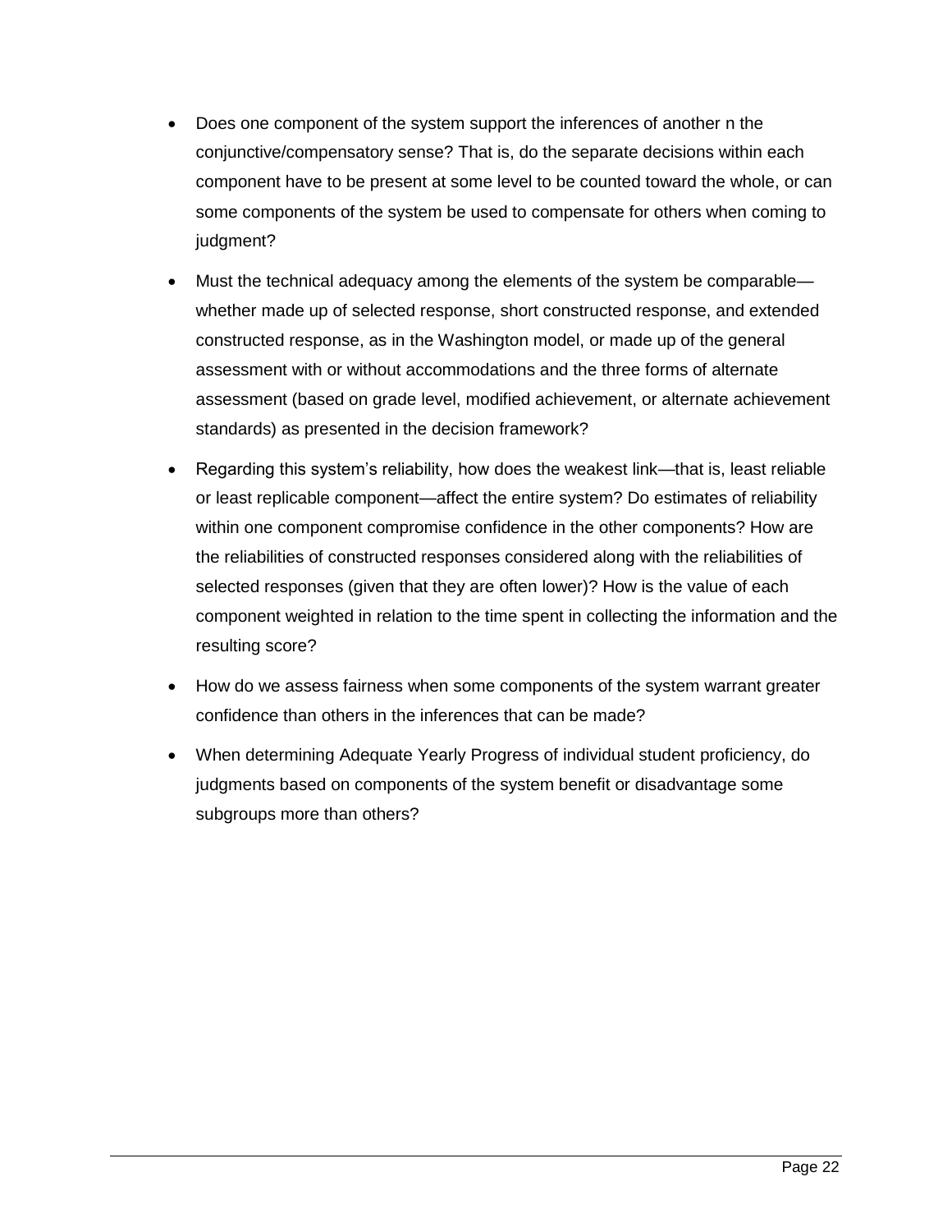- Does one component of the system support the inferences of another n the conjunctive/compensatory sense? That is, do the separate decisions within each component have to be present at some level to be counted toward the whole, or can some components of the system be used to compensate for others when coming to judgment?
- Must the technical adequacy among the elements of the system be comparable—whether made up of selected response, short constructed response, and extended constructed response, as in the Washington model, or made up of the general assessment with or without accommodations and the three forms of alternate assessment (based on grade level, modified achievement, or alternate achievement standards) as presented in the decision framework?
- Regarding this system's reliability, how does the weakest link—that is, least reliable or least replicable component—affect the entire system? Do estimates of reliability within one component compromise confidence in the other components? How are the reliabilities of constructed responses considered along with the reliabilities of selected responses (given that they are often lower)? How is the value of each component weighted in relation to the time spent in collecting the information and the resulting score?
- How do we assess fairness when some components of the system warrant greater confidence than others in the inferences that can be made?
- When determining Adequate Yearly Progress of individual student proficiency, do judgments based on components of the system benefit or disadvantage some subgroups more than others?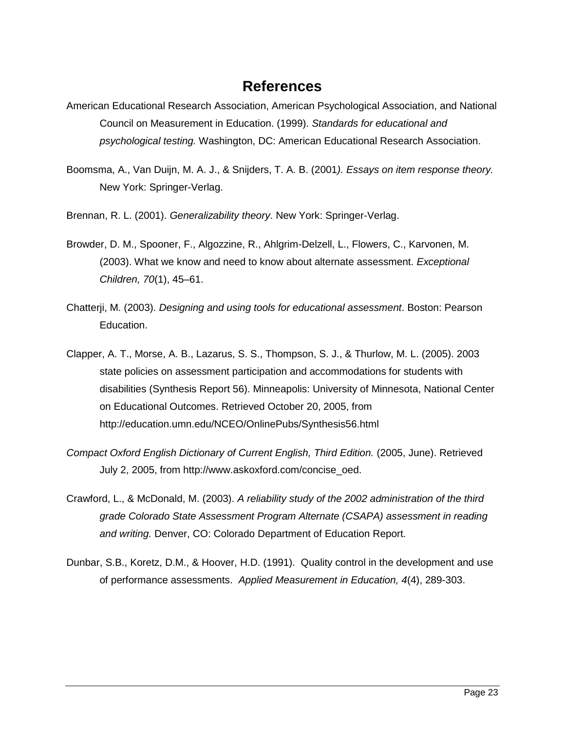# References

American Educational Research Association, American Psychological Association, and National Council on Measurement in Education. (1999). *Standards for educational and psychological testing.* Washington, DC: American Educational Research Association.

Boomsma, A., Van Duijn, M. A. J., & Snijders, T. A. B. (2001*). Essays on item response theory.* New York: Springer-Verlag.

Brennan, R. L. (2001). *Generalizability theory*. New York: Springer-Verlag.

Browder, D. M., Spooner, F., Algozzine, R., Ahlgrim-Delzell, L., Flowers, C., Karvonen, M. (2003). What we know and need to know about alternate assessment. *Exceptional Children, 70*(1), 45–61.

Chatterji, M. (2003). *Designing and using tools for educational assessment*. Boston: Pearson Education.

Clapper, A. T., Morse, A. B., Lazarus, S. S., Thompson, S. J., & Thurlow, M. L. (2005). 2003 state policies on assessment participation and accommodations for students with disabilities (Synthesis Report 56). Minneapolis: University of Minnesota, National Center on Educational Outcomes. Retrieved October 20, 2005, from http://education.umn.edu/NCEO/OnlinePubs/Synthesis56.html

*Compact Oxford English Dictionary of Current English, Third Edition.* (2005, June). Retrieved July 2, 2005, from http://www.askoxford.com/concise_oed.

Crawford, L., & McDonald, M. (2003). *A reliability study of the 2002 administration of the third grade Colorado State Assessment Program Alternate (CSAPA) assessment in reading and writing.* Denver, CO: Colorado Department of Education Report.

Dunbar, S.B., Koretz, D.M., & Hoover, H.D. (1991). Quality control in the development and use of performance assessments. *Applied Measurement in Education, 4*(4), 289-303.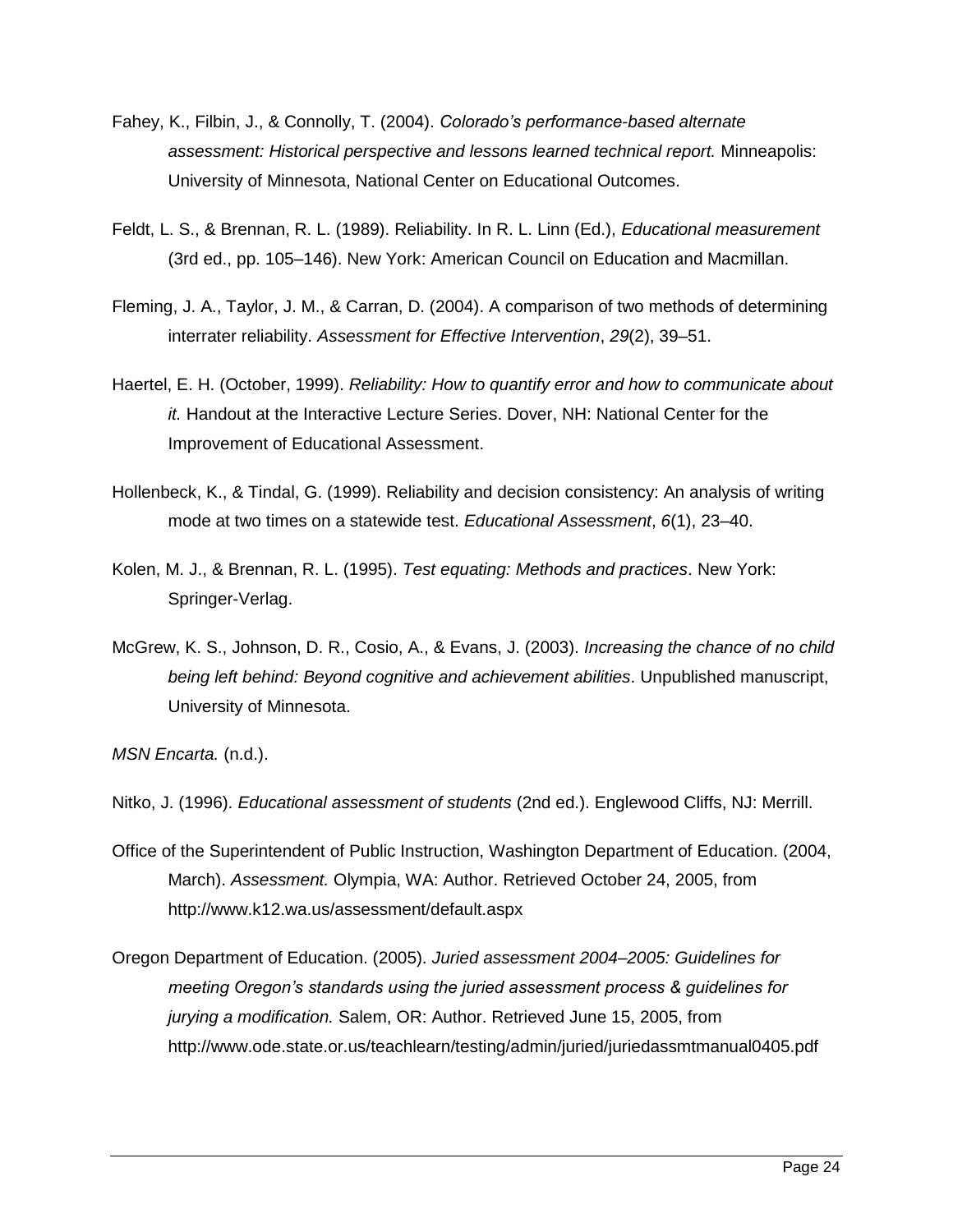Fahey, K., Filbin, J., & Connolly, T. (2004). *Colorado's performance-based alternate assessment: Historical perspective and lessons learned technical report.* Minneapolis: University of Minnesota, National Center on Educational Outcomes.

Feldt, L. S., & Brennan, R. L. (1989). Reliability. In R. L. Linn (Ed.), *Educational measurement* (3rd ed., pp. 105–146). New York: American Council on Education and Macmillan.

Fleming, J. A., Taylor, J. M., & Carran, D. (2004). A comparison of two methods of determining interrater reliability. *Assessment for Effective Intervention*, *29*(2), 39–51.

Haertel, E. H. (October, 1999). *Reliability: How to quantify error and how to communicate about it.* Handout at the Interactive Lecture Series. Dover, NH: National Center for the Improvement of Educational Assessment.

Hollenbeck, K., & Tindal, G. (1999). Reliability and decision consistency: An analysis of writing mode at two times on a statewide test. *Educational Assessment*, *6*(1), 23–40.

Kolen, M. J., & Brennan, R. L. (1995). *Test equating: Methods and practices*. New York: Springer-Verlag.

McGrew, K. S., Johnson, D. R., Cosio, A., & Evans, J. (2003). *Increasing the chance of no child being left behind: Beyond cognitive and achievement abilities*. Unpublished manuscript, University of Minnesota.

*MSN Encarta.* (n.d.).

Nitko, J. (1996). *Educational assessment of students* (2nd ed.). Englewood Cliffs, NJ: Merrill.

Office of the Superintendent of Public Instruction, Washington Department of Education. (2004, March). *Assessment.* Olympia, WA: Author. Retrieved October 24, 2005, from http://www.k12.wa.us/assessment/default.aspx

Oregon Department of Education. (2005). *Juried assessment 2004–2005: Guidelines for meeting Oregon's standards using the juried assessment process & guidelines for jurying a modification.* Salem, OR: Author. Retrieved June 15, 2005, from http://www.ode.state.or.us/teachlearn/testing/admin/juried/juriedassmtmanual0405.pdf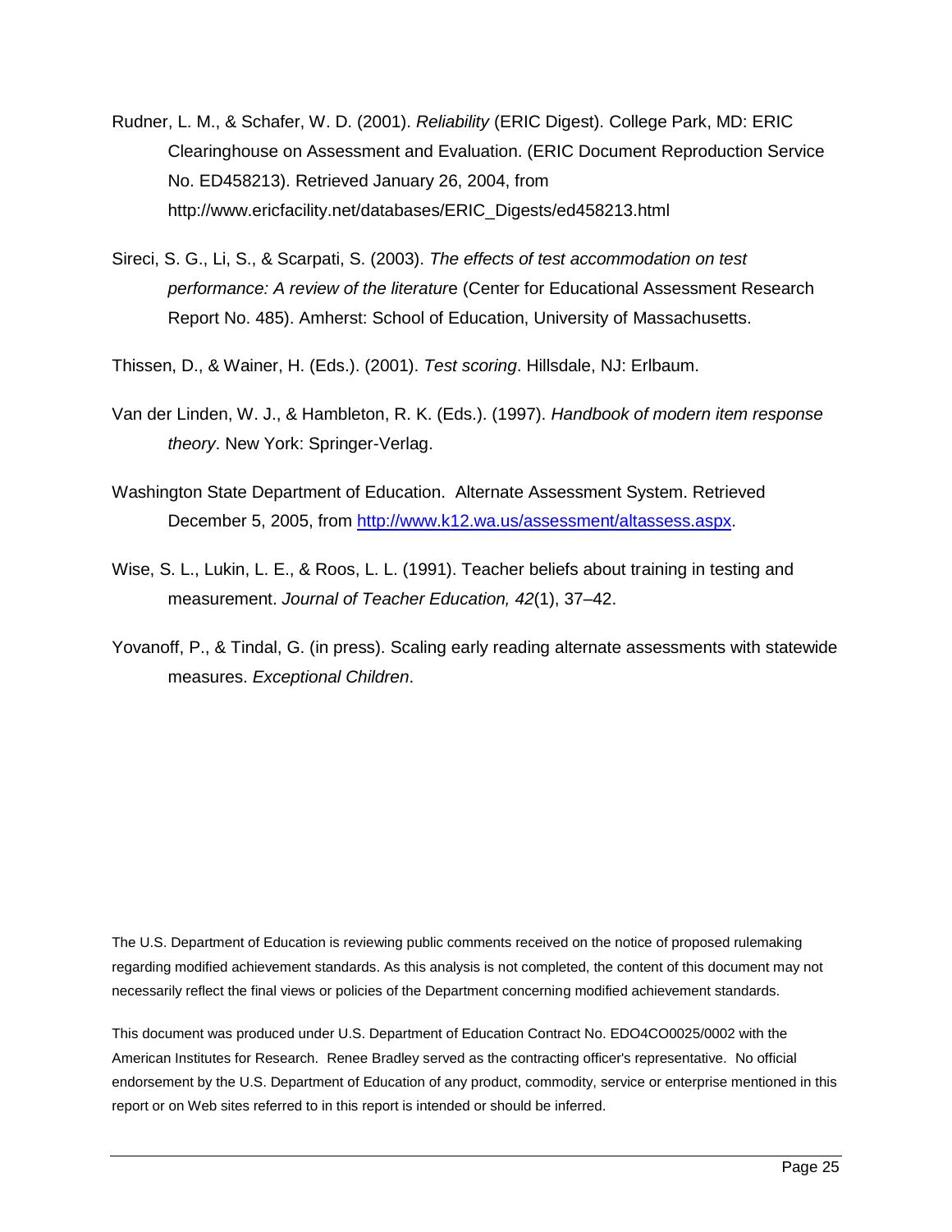Rudner, L. M., & Schafer, W. D. (2001). *Reliability* (ERIC Digest). College Park, MD: ERIC Clearinghouse on Assessment and Evaluation. (ERIC Document Reproduction Service No. ED458213). Retrieved January 26, 2004, from http://www.ericfacility.net/databases/ERIC_Digests/ed458213.html

Sireci, S. G., Li, S., & Scarpati, S. (2003). *The effects of test accommodation on test performance: A review of the literatur*e (Center for Educational Assessment Research Report No. 485). Amherst: School of Education, University of Massachusetts.

Thissen, D., & Wainer, H. (Eds.). (2001). *Test scoring*. Hillsdale, NJ: Erlbaum.

Van der Linden, W. J., & Hambleton, R. K. (Eds.). (1997). *Handbook of modern item response theory*. New York: Springer-Verlag.

Washington State Department of Education. Alternate Assessment System. Retrieved December 5, 2005, from [http://www.k12.wa.us/assessment/altassess.aspx](http://www.k12.wa.us/assessment/altassess.aspx).

Wise, S. L., Lukin, L. E., & Roos, L. L. (1991). Teacher beliefs about training in testing and measurement. *Journal of Teacher Education, 42*(1), 37–42.

Yovanoff, P., & Tindal, G. (in press). Scaling early reading alternate assessments with statewide measures. *Exceptional Children*.

The U.S. Department of Education is reviewing public comments received on the notice of proposed rulemaking regarding modified achievement standards. As this analysis is not completed, the content of this document may not necessarily reflect the final views or policies of the Department concerning modified achievement standards.

This document was produced under U.S. Department of Education Contract No. EDO4CO0025/0002 with the American Institutes for Research. Renee Bradley served as the contracting officer's representative. No official endorsement by the U.S. Department of Education of any product, commodity, service or enterprise mentioned in this report or on Web sites referred to in this report is intended or should be inferred.